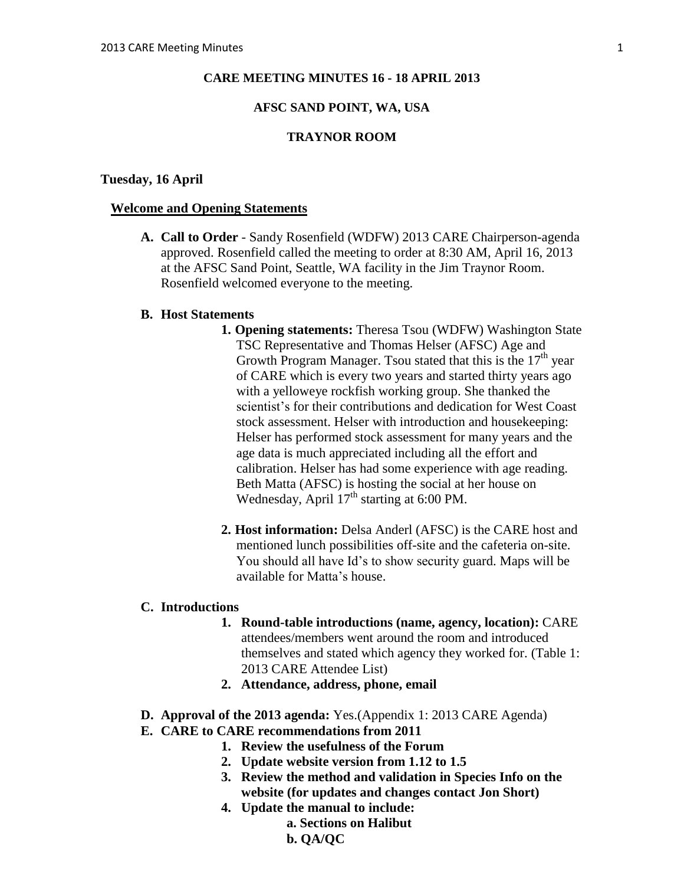# CARE MEETING MINUTES 16 - 18 APRIL 2013

## AFSC SAND POINT, WA, USA

## TRAYNOR ROOM

### Tuesday, 16 April

#### Welcome and Opening Statements

**A. Call to Order** - Sandy Rosenfield (WDFW) 2013 CARE Chairperson-agenda approved. Rosenfield called the meeting to order at 8:30 AM, April 16, 2013 at the AFSC Sand Point, Seattle, WA facility in the Jim Traynor Room. Rosenfield welcomed everyone to the meeting.

**B. Host Statements**

1. **Opening statements:** Theresa Tsou (WDFW) Washington State TSC Representative and Thomas Helser (AFSC) Age and Growth Program Manager. Tsou stated that this is the 17th year of CARE which is every two years and started thirty years ago with a yelloweye rockfish working group. She thanked the scientist's for their contributions and dedication for West Coast stock assessment. Helser with introduction and housekeeping: Helser has performed stock assessment for many years and the age data is much appreciated including all the effort and calibration. Helser has had some experience with age reading. Beth Matta (AFSC) is hosting the social at her house on Wednesday, April 17th starting at 6:00 PM.

2. **Host information:** Delsa Anderl (AFSC) is the CARE host and mentioned lunch possibilities off-site and the cafeteria on-site. You should all have Id's to show security guard. Maps will be available for Matta's house.

**C. Introductions**

1. **Round-table introductions (name, agency, location):** CARE attendees/members went around the room and introduced themselves and stated which agency they worked for. (Table 1: 2013 CARE Attendee List)
2. **Attendance, address, phone, email**

**D. Approval of the 2013 agenda:** Yes.(Appendix 1: 2013 CARE Agenda)

**E. CARE to CARE recommendations from 2011**

1. **Review the usefulness of the Forum**
2. **Update website version from 1.12 to 1.5**
3. **Review the method and validation in Species Info on the website (for updates and changes contact Jon Short)**
4. **Update the manual to include:**
   - **a. Sections on Halibut**
   - **b. QA/QC**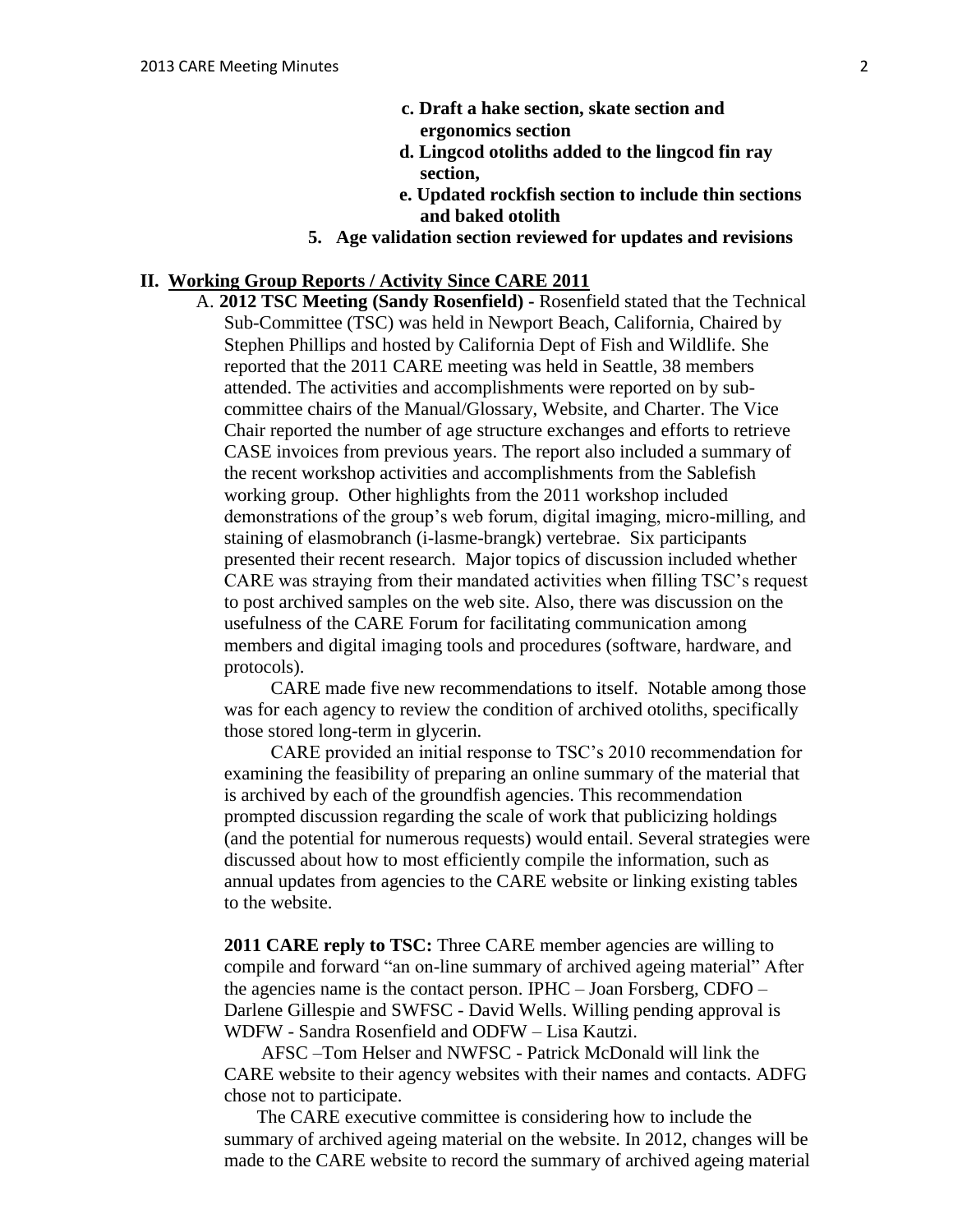**c. Draft a hake section, skate section and ergonomics section**

**d. Lingcod otoliths added to the lingcod fin ray section,**

**e. Updated rockfish section to include thin sections and baked otolith**

**5. Age validation section reviewed for updates and revisions**

## II. Working Group Reports / Activity Since CARE 2011

A. **2012 TSC Meeting (Sandy Rosenfield) -** Rosenfield stated that the Technical Sub-Committee (TSC) was held in Newport Beach, California, Chaired by Stephen Phillips and hosted by California Dept of Fish and Wildlife. She reported that the 2011 CARE meeting was held in Seattle, 38 members attended. The activities and accomplishments were reported on by sub-committee chairs of the Manual/Glossary, Website, and Charter. The Vice Chair reported the number of age structure exchanges and efforts to retrieve CASE invoices from previous years. The report also included a summary of the recent workshop activities and accomplishments from the Sablefish working group. Other highlights from the 2011 workshop included demonstrations of the group's web forum, digital imaging, micro-milling, and staining of elasmobranch (i-lasme-brangk) vertebrae. Six participants presented their recent research. Major topics of discussion included whether CARE was straying from their mandated activities when filling TSC's request to post archived samples on the web site. Also, there was discussion on the usefulness of the CARE Forum for facilitating communication among members and digital imaging tools and procedures (software, hardware, and protocols).

CARE made five new recommendations to itself. Notable among those was for each agency to review the condition of archived otoliths, specifically those stored long-term in glycerin.

CARE provided an initial response to TSC's 2010 recommendation for examining the feasibility of preparing an online summary of the material that is archived by each of the groundfish agencies. This recommendation prompted discussion regarding the scale of work that publicizing holdings (and the potential for numerous requests) would entail. Several strategies were discussed about how to most efficiently compile the information, such as annual updates from agencies to the CARE website or linking existing tables to the website.

**2011 CARE reply to TSC:** Three CARE member agencies are willing to compile and forward "an on-line summary of archived ageing material" After the agencies name is the contact person. IPHC – Joan Forsberg, CDFO – Darlene Gillespie and SWFSC - David Wells. Willing pending approval is WDFW - Sandra Rosenfield and ODFW – Lisa Kautzi.

AFSC –Tom Helser and NWFSC - Patrick McDonald will link the CARE website to their agency websites with their names and contacts. ADFG chose not to participate.

The CARE executive committee is considering how to include the summary of archived ageing material on the website. In 2012, changes will be made to the CARE website to record the summary of archived ageing material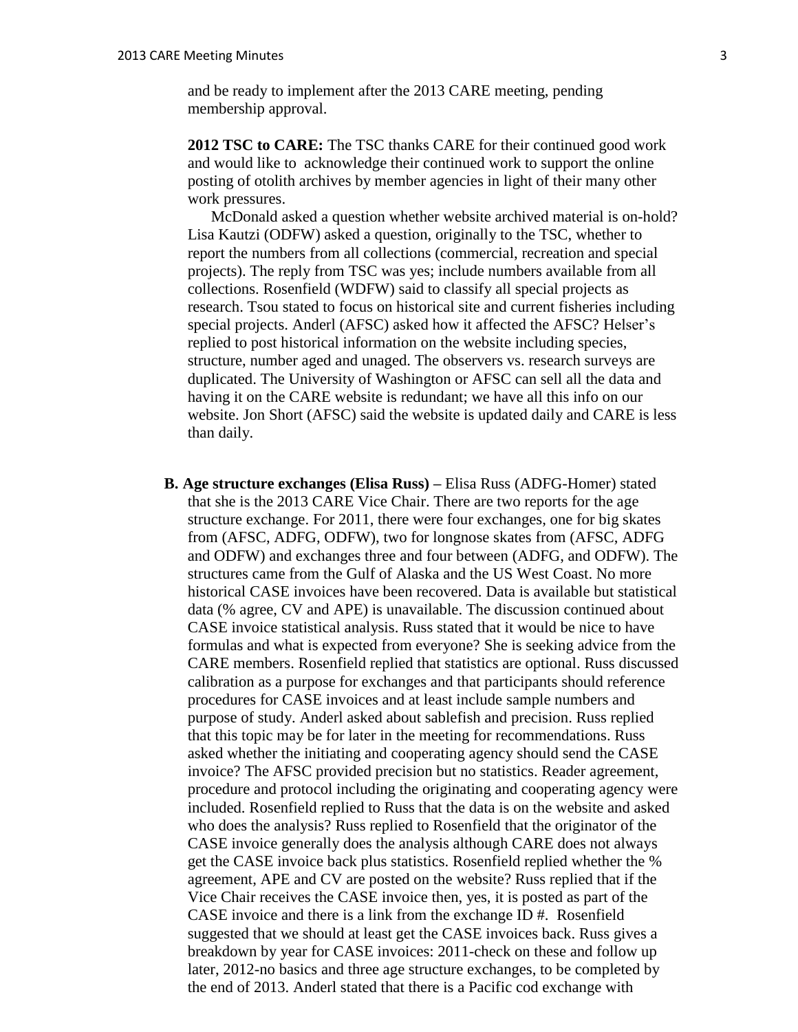and be ready to implement after the 2013 CARE meeting, pending membership approval.

**2012 TSC to CARE:** The TSC thanks CARE for their continued good work and would like to acknowledge their continued work to support the online posting of otolith archives by member agencies in light of their many other work pressures.

McDonald asked a question whether website archived material is on-hold? Lisa Kautzi (ODFW) asked a question, originally to the TSC, whether to report the numbers from all collections (commercial, recreation and special projects). The reply from TSC was yes; include numbers available from all collections. Rosenfield (WDFW) said to classify all special projects as research. Tsou stated to focus on historical site and current fisheries including special projects. Anderl (AFSC) asked how it affected the AFSC? Helser's replied to post historical information on the website including species, structure, number aged and unaged. The observers vs. research surveys are duplicated. The University of Washington or AFSC can sell all the data and having it on the CARE website is redundant; we have all this info on our website. Jon Short (AFSC) said the website is updated daily and CARE is less than daily.

**B. Age structure exchanges (Elisa Russ) –** Elisa Russ (ADFG-Homer) stated that she is the 2013 CARE Vice Chair. There are two reports for the age structure exchange. For 2011, there were four exchanges, one for big skates from (AFSC, ADFG, ODFW), two for longnose skates from (AFSC, ADFG and ODFW) and exchanges three and four between (ADFG, and ODFW). The structures came from the Gulf of Alaska and the US West Coast. No more historical CASE invoices have been recovered. Data is available but statistical data (% agree, CV and APE) is unavailable. The discussion continued about CASE invoice statistical analysis. Russ stated that it would be nice to have formulas and what is expected from everyone? She is seeking advice from the CARE members. Rosenfield replied that statistics are optional. Russ discussed calibration as a purpose for exchanges and that participants should reference procedures for CASE invoices and at least include sample numbers and purpose of study. Anderl asked about sablefish and precision. Russ replied that this topic may be for later in the meeting for recommendations. Russ asked whether the initiating and cooperating agency should send the CASE invoice? The AFSC provided precision but no statistics. Reader agreement, procedure and protocol including the originating and cooperating agency were included. Rosenfield replied to Russ that the data is on the website and asked who does the analysis? Russ replied to Rosenfield that the originator of the CASE invoice generally does the analysis although CARE does not always get the CASE invoice back plus statistics. Rosenfield replied whether the % agreement, APE and CV are posted on the website? Russ replied that if the Vice Chair receives the CASE invoice then, yes, it is posted as part of the CASE invoice and there is a link from the exchange ID #. Rosenfield suggested that we should at least get the CASE invoices back. Russ gives a breakdown by year for CASE invoices: 2011-check on these and follow up later, 2012-no basics and three age structure exchanges, to be completed by the end of 2013. Anderl stated that there is a Pacific cod exchange with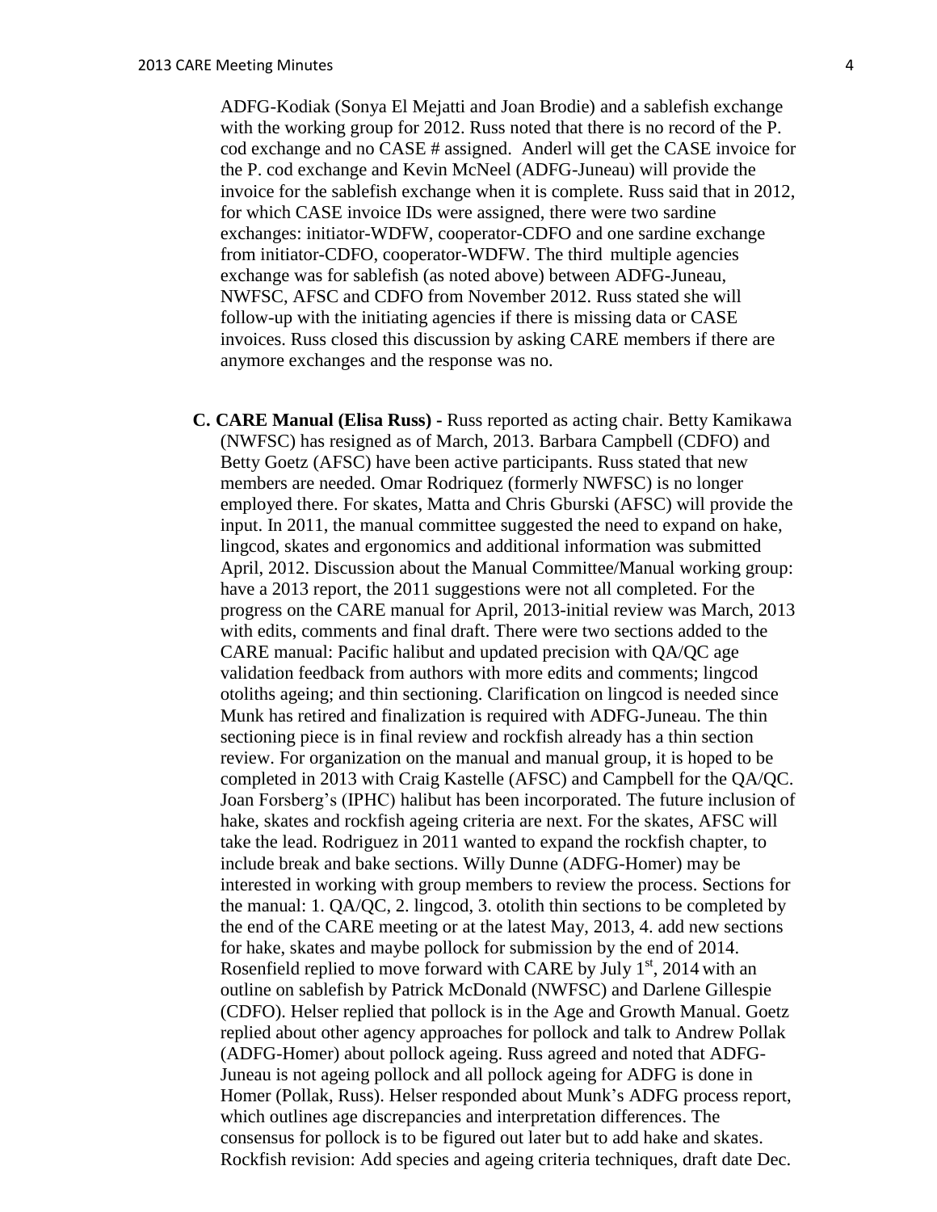ADFG-Kodiak (Sonya El Mejatti and Joan Brodie) and a sablefish exchange with the working group for 2012. Russ noted that there is no record of the P. cod exchange and no CASE # assigned. Anderl will get the CASE invoice for the P. cod exchange and Kevin McNeel (ADFG-Juneau) will provide the invoice for the sablefish exchange when it is complete. Russ said that in 2012, for which CASE invoice IDs were assigned, there were two sardine exchanges: initiator-WDFW, cooperator-CDFO and one sardine exchange from initiator-CDFO, cooperator-WDFW. The third multiple agencies exchange was for sablefish (as noted above) between ADFG-Juneau, NWFSC, AFSC and CDFO from November 2012. Russ stated she will follow-up with the initiating agencies if there is missing data or CASE invoices. Russ closed this discussion by asking CARE members if there are anymore exchanges and the response was no.

**C. CARE Manual (Elisa Russ) -** Russ reported as acting chair. Betty Kamikawa (NWFSC) has resigned as of March, 2013. Barbara Campbell (CDFO) and Betty Goetz (AFSC) have been active participants. Russ stated that new members are needed. Omar Rodriquez (formerly NWFSC) is no longer employed there. For skates, Matta and Chris Gburski (AFSC) will provide the input. In 2011, the manual committee suggested the need to expand on hake, lingcod, skates and ergonomics and additional information was submitted April, 2012. Discussion about the Manual Committee/Manual working group: have a 2013 report, the 2011 suggestions were not all completed. For the progress on the CARE manual for April, 2013-initial review was March, 2013 with edits, comments and final draft. There were two sections added to the CARE manual: Pacific halibut and updated precision with QA/QC age validation feedback from authors with more edits and comments; lingcod otoliths ageing; and thin sectioning. Clarification on lingcod is needed since Munk has retired and finalization is required with ADFG-Juneau. The thin sectioning piece is in final review and rockfish already has a thin section review. For organization on the manual and manual group, it is hoped to be completed in 2013 with Craig Kastelle (AFSC) and Campbell for the QA/QC. Joan Forsberg's (IPHC) halibut has been incorporated. The future inclusion of hake, skates and rockfish ageing criteria are next. For the skates, AFSC will take the lead. Rodriguez in 2011 wanted to expand the rockfish chapter, to include break and bake sections. Willy Dunne (ADFG-Homer) may be interested in working with group members to review the process. Sections for the manual: 1. QA/QC, 2. lingcod, 3. otolith thin sections to be completed by the end of the CARE meeting or at the latest May, 2013, 4. add new sections for hake, skates and maybe pollock for submission by the end of 2014. Rosenfield replied to move forward with CARE by July 1st, 2014 with an outline on sablefish by Patrick McDonald (NWFSC) and Darlene Gillespie (CDFO). Helser replied that pollock is in the Age and Growth Manual. Goetz replied about other agency approaches for pollock and talk to Andrew Pollak (ADFG-Homer) about pollock ageing. Russ agreed and noted that ADFG-Juneau is not ageing pollock and all pollock ageing for ADFG is done in Homer (Pollak, Russ). Helser responded about Munk's ADFG process report, which outlines age discrepancies and interpretation differences. The consensus for pollock is to be figured out later but to add hake and skates. Rockfish revision: Add species and ageing criteria techniques, draft date Dec.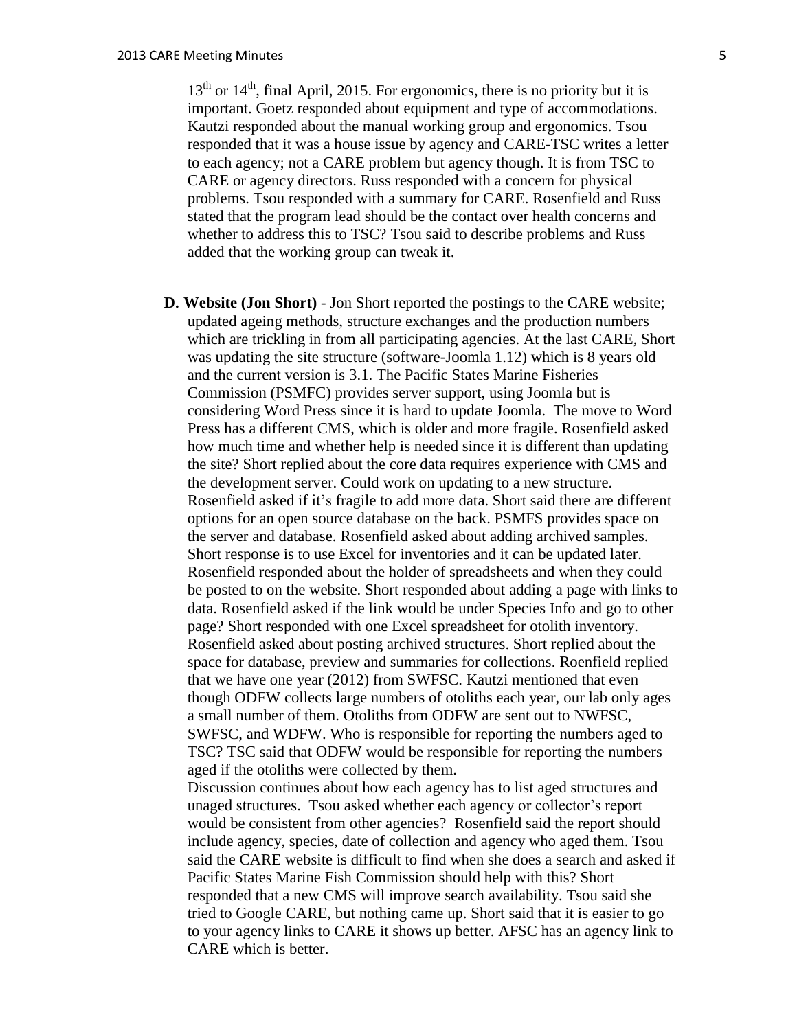13th or 14th, final April, 2015. For ergonomics, there is no priority but it is important. Goetz responded about equipment and type of accommodations. Kautzi responded about the manual working group and ergonomics. Tsou responded that it was a house issue by agency and CARE-TSC writes a letter to each agency; not a CARE problem but agency though. It is from TSC to CARE or agency directors. Russ responded with a concern for physical problems. Tsou responded with a summary for CARE. Rosenfield and Russ stated that the program lead should be the contact over health concerns and whether to address this to TSC? Tsou said to describe problems and Russ added that the working group can tweak it.

**D. Website (Jon Short)** - Jon Short reported the postings to the CARE website; updated ageing methods, structure exchanges and the production numbers which are trickling in from all participating agencies. At the last CARE, Short was updating the site structure (software-Joomla 1.12) which is 8 years old and the current version is 3.1. The Pacific States Marine Fisheries Commission (PSMFC) provides server support, using Joomla but is considering Word Press since it is hard to update Joomla. The move to Word Press has a different CMS, which is older and more fragile. Rosenfield asked how much time and whether help is needed since it is different than updating the site? Short replied about the core data requires experience with CMS and the development server. Could work on updating to a new structure. Rosenfield asked if it's fragile to add more data. Short said there are different options for an open source database on the back. PSMFS provides space on the server and database. Rosenfield asked about adding archived samples. Short response is to use Excel for inventories and it can be updated later. Rosenfield responded about the holder of spreadsheets and when they could be posted to on the website. Short responded about adding a page with links to data. Rosenfield asked if the link would be under Species Info and go to other page? Short responded with one Excel spreadsheet for otolith inventory. Rosenfield asked about posting archived structures. Short replied about the space for database, preview and summaries for collections. Roenfield replied that we have one year (2012) from SWFSC. Kautzi mentioned that even though ODFW collects large numbers of otoliths each year, our lab only ages a small number of them. Otoliths from ODFW are sent out to NWFSC, SWFSC, and WDFW. Who is responsible for reporting the numbers aged to TSC? TSC said that ODFW would be responsible for reporting the numbers aged if the otoliths were collected by them.

Discussion continues about how each agency has to list aged structures and unaged structures. Tsou asked whether each agency or collector's report would be consistent from other agencies? Rosenfield said the report should include agency, species, date of collection and agency who aged them. Tsou said the CARE website is difficult to find when she does a search and asked if Pacific States Marine Fish Commission should help with this? Short responded that a new CMS will improve search availability. Tsou said she tried to Google CARE, but nothing came up. Short said that it is easier to go to your agency links to CARE it shows up better. AFSC has an agency link to CARE which is better.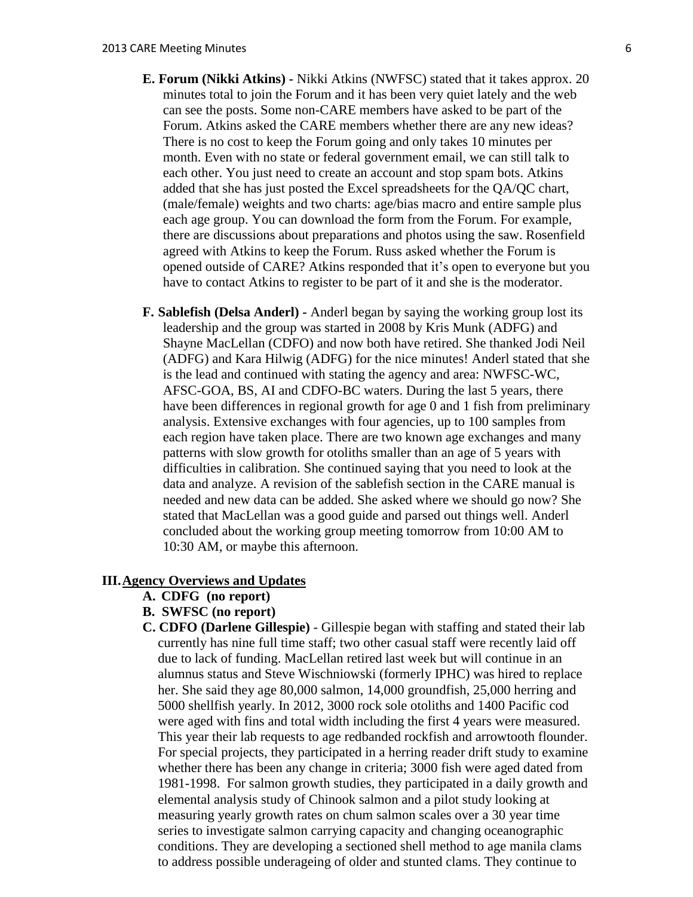**E. Forum (Nikki Atkins) -** Nikki Atkins (NWFSC) stated that it takes approx. 20 minutes total to join the Forum and it has been very quiet lately and the web can see the posts. Some non-CARE members have asked to be part of the Forum. Atkins asked the CARE members whether there are any new ideas? There is no cost to keep the Forum going and only takes 10 minutes per month. Even with no state or federal government email, we can still talk to each other. You just need to create an account and stop spam bots. Atkins added that she has just posted the Excel spreadsheets for the QA/QC chart, (male/female) weights and two charts: age/bias macro and entire sample plus each age group. You can download the form from the Forum. For example, there are discussions about preparations and photos using the saw. Rosenfield agreed with Atkins to keep the Forum. Russ asked whether the Forum is opened outside of CARE? Atkins responded that it's open to everyone but you have to contact Atkins to register to be part of it and she is the moderator.

**F. Sablefish (Delsa Anderl) -** Anderl began by saying the working group lost its leadership and the group was started in 2008 by Kris Munk (ADFG) and Shayne MacLellan (CDFO) and now both have retired. She thanked Jodi Neil (ADFG) and Kara Hilwig (ADFG) for the nice minutes! Anderl stated that she is the lead and continued with stating the agency and area: NWFSC-WC, AFSC-GOA, BS, AI and CDFO-BC waters. During the last 5 years, there have been differences in regional growth for age 0 and 1 fish from preliminary analysis. Extensive exchanges with four agencies, up to 100 samples from each region have taken place. There are two known age exchanges and many patterns with slow growth for otoliths smaller than an age of 5 years with difficulties in calibration. She continued saying that you need to look at the data and analyze. A revision of the sablefish section in the CARE manual is needed and new data can be added. She asked where we should go now? She stated that MacLellan was a good guide and parsed out things well. Anderl concluded about the working group meeting tomorrow from 10:00 AM to 10:30 AM, or maybe this afternoon.

## III. Agency Overviews and Updates

**A. CDFG (no report)**

**B. SWFSC (no report)**

**C. CDFO (Darlene Gillespie)** - Gillespie began with staffing and stated their lab currently has nine full time staff; two other casual staff were recently laid off due to lack of funding. MacLellan retired last week but will continue in an alumnus status and Steve Wischniowski (formerly IPHC) was hired to replace her. She said they age 80,000 salmon, 14,000 groundfish, 25,000 herring and 5000 shellfish yearly. In 2012, 3000 rock sole otoliths and 1400 Pacific cod were aged with fins and total width including the first 4 years were measured. This year their lab requests to age redbanded rockfish and arrowtooth flounder. For special projects, they participated in a herring reader drift study to examine whether there has been any change in criteria; 3000 fish were aged dated from 1981-1998. For salmon growth studies, they participated in a daily growth and elemental analysis study of Chinook salmon and a pilot study looking at measuring yearly growth rates on chum salmon scales over a 30 year time series to investigate salmon carrying capacity and changing oceanographic conditions. They are developing a sectioned shell method to age manila clams to address possible underageing of older and stunted clams. They continue to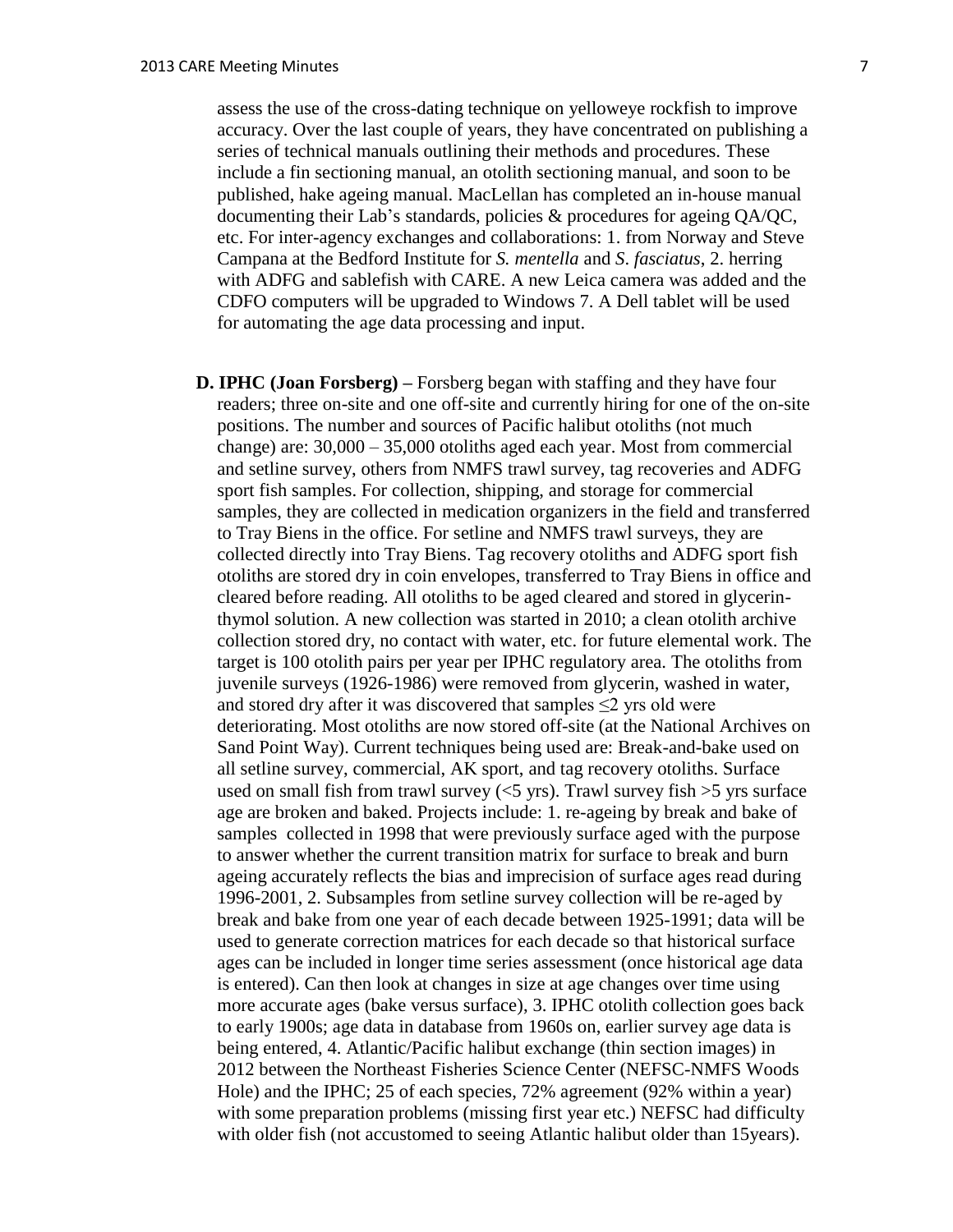assess the use of the cross-dating technique on yelloweye rockfish to improve accuracy. Over the last couple of years, they have concentrated on publishing a series of technical manuals outlining their methods and procedures. These include a fin sectioning manual, an otolith sectioning manual, and soon to be published, hake ageing manual. MacLellan has completed an in-house manual documenting their Lab's standards, policies & procedures for ageing QA/QC, etc. For inter-agency exchanges and collaborations: 1. from Norway and Steve Campana at the Bedford Institute for *S. mentella* and *S. fasciatus*, 2. herring with ADFG and sablefish with CARE. A new Leica camera was added and the CDFO computers will be upgraded to Windows 7. A Dell tablet will be used for automating the age data processing and input.

**D. IPHC (Joan Forsberg) –** Forsberg began with staffing and they have four readers; three on-site and one off-site and currently hiring for one of the on-site positions. The number and sources of Pacific halibut otoliths (not much change) are: 30,000 – 35,000 otoliths aged each year. Most from commercial and setline survey, others from NMFS trawl survey, tag recoveries and ADFG sport fish samples. For collection, shipping, and storage for commercial samples, they are collected in medication organizers in the field and transferred to Tray Biens in the office. For setline and NMFS trawl surveys, they are collected directly into Tray Biens. Tag recovery otoliths and ADFG sport fish otoliths are stored dry in coin envelopes, transferred to Tray Biens in office and cleared before reading. All otoliths to be aged cleared and stored in glycerin-thymol solution. A new collection was started in 2010; a clean otolith archive collection stored dry, no contact with water, etc. for future elemental work. The target is 100 otolith pairs per year per IPHC regulatory area. The otoliths from juvenile surveys (1926-1986) were removed from glycerin, washed in water, and stored dry after it was discovered that samples ≤2 yrs old were deteriorating. Most otoliths are now stored off-site (at the National Archives on Sand Point Way). Current techniques being used are: Break-and-bake used on all setline survey, commercial, AK sport, and tag recovery otoliths. Surface used on small fish from trawl survey (<5 yrs). Trawl survey fish >5 yrs surface age are broken and baked. Projects include: 1. re-ageing by break and bake of samples collected in 1998 that were previously surface aged with the purpose to answer whether the current transition matrix for surface to break and burn ageing accurately reflects the bias and imprecision of surface ages read during 1996-2001, 2. Subsamples from setline survey collection will be re-aged by break and bake from one year of each decade between 1925-1991; data will be used to generate correction matrices for each decade so that historical surface ages can be included in longer time series assessment (once historical age data is entered). Can then look at changes in size at age changes over time using more accurate ages (bake versus surface), 3. IPHC otolith collection goes back to early 1900s; age data in database from 1960s on, earlier survey age data is being entered, 4. Atlantic/Pacific halibut exchange (thin section images) in 2012 between the Northeast Fisheries Science Center (NEFSC-NMFS Woods Hole) and the IPHC; 25 of each species, 72% agreement (92% within a year) with some preparation problems (missing first year etc.) NEFSC had difficulty with older fish (not accustomed to seeing Atlantic halibut older than 15years).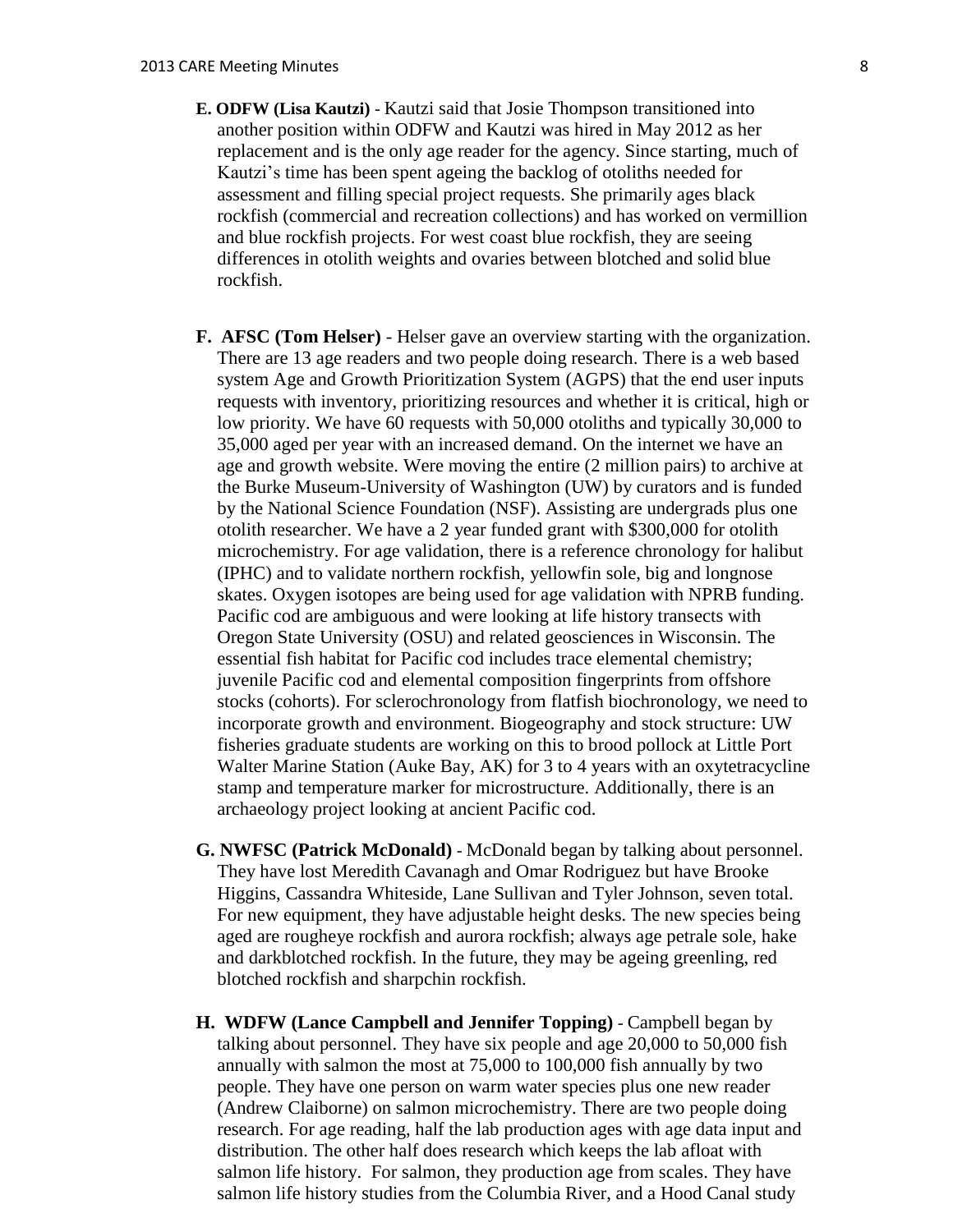**E. ODFW (Lisa Kautzi)** - Kautzi said that Josie Thompson transitioned into another position within ODFW and Kautzi was hired in May 2012 as her replacement and is the only age reader for the agency. Since starting, much of Kautzi's time has been spent ageing the backlog of otoliths needed for assessment and filling special project requests. She primarily ages black rockfish (commercial and recreation collections) and has worked on vermillion and blue rockfish projects. For west coast blue rockfish, they are seeing differences in otolith weights and ovaries between blotched and solid blue rockfish.

**F. AFSC (Tom Helser)** - Helser gave an overview starting with the organization. There are 13 age readers and two people doing research. There is a web based system Age and Growth Prioritization System (AGPS) that the end user inputs requests with inventory, prioritizing resources and whether it is critical, high or low priority. We have 60 requests with 50,000 otoliths and typically 30,000 to 35,000 aged per year with an increased demand. On the internet we have an age and growth website. Were moving the entire (2 million pairs) to archive at the Burke Museum-University of Washington (UW) by curators and is funded by the National Science Foundation (NSF). Assisting are undergrads plus one otolith researcher. We have a 2 year funded grant with $300,000 for otolith microchemistry. For age validation, there is a reference chronology for halibut (IPHC) and to validate northern rockfish, yellowfin sole, big and longnose skates. Oxygen isotopes are being used for age validation with NPRB funding. Pacific cod are ambiguous and were looking at life history transects with Oregon State University (OSU) and related geosciences in Wisconsin. The essential fish habitat for Pacific cod includes trace elemental chemistry; juvenile Pacific cod and elemental composition fingerprints from offshore stocks (cohorts). For sclerochronology from flatfish biochronology, we need to incorporate growth and environment. Biogeography and stock structure: UW fisheries graduate students are working on this to brood pollock at Little Port Walter Marine Station (Auke Bay, AK) for 3 to 4 years with an oxytetracycline stamp and temperature marker for microstructure. Additionally, there is an archaeology project looking at ancient Pacific cod.

**G. NWFSC (Patrick McDonald)** - McDonald began by talking about personnel. They have lost Meredith Cavanagh and Omar Rodriguez but have Brooke Higgins, Cassandra Whiteside, Lane Sullivan and Tyler Johnson, seven total. For new equipment, they have adjustable height desks. The new species being aged are rougheye rockfish and aurora rockfish; always age petrale sole, hake and darkblotched rockfish. In the future, they may be ageing greenling, red blotched rockfish and sharpchin rockfish.

**H. WDFW (Lance Campbell and Jennifer Topping)** - Campbell began by talking about personnel. They have six people and age 20,000 to 50,000 fish annually with salmon the most at 75,000 to 100,000 fish annually by two people. They have one person on warm water species plus one new reader (Andrew Claiborne) on salmon microchemistry. There are two people doing research. For age reading, half the lab production ages with age data input and distribution. The other half does research which keeps the lab afloat with salmon life history. For salmon, they production age from scales. They have salmon life history studies from the Columbia River, and a Hood Canal study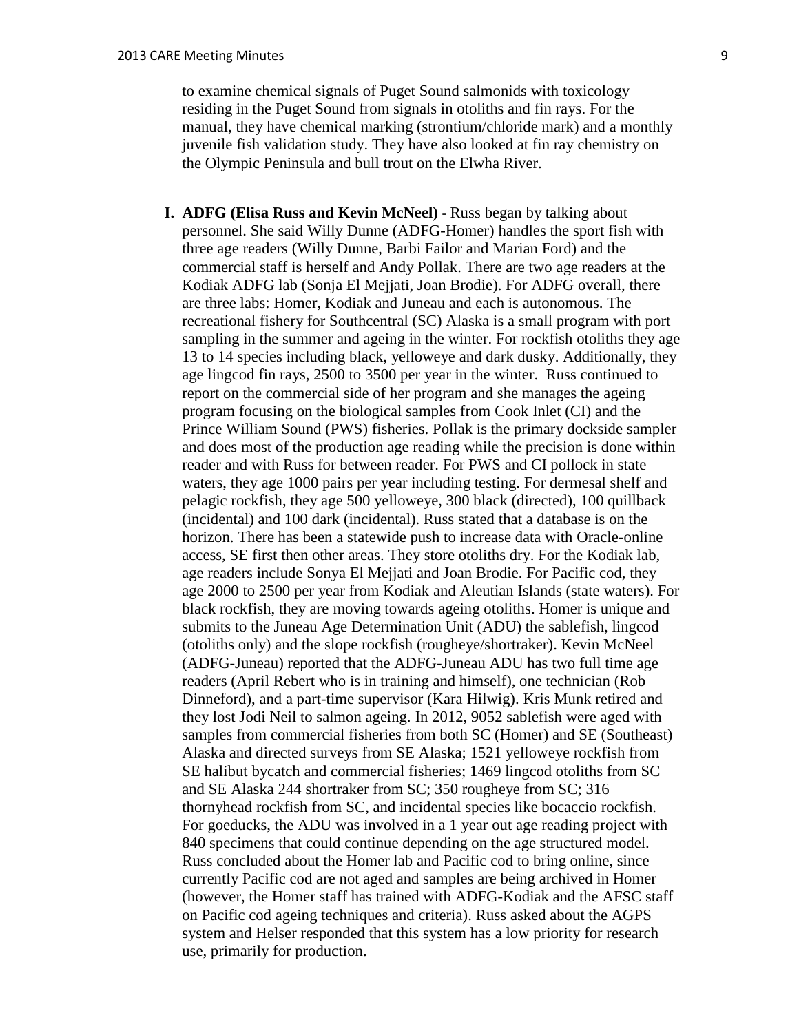to examine chemical signals of Puget Sound salmonids with toxicology residing in the Puget Sound from signals in otoliths and fin rays. For the manual, they have chemical marking (strontium/chloride mark) and a monthly juvenile fish validation study. They have also looked at fin ray chemistry on the Olympic Peninsula and bull trout on the Elwha River.

**I. ADFG (Elisa Russ and Kevin McNeel)** - Russ began by talking about personnel. She said Willy Dunne (ADFG-Homer) handles the sport fish with three age readers (Willy Dunne, Barbi Failor and Marian Ford) and the commercial staff is herself and Andy Pollak. There are two age readers at the Kodiak ADFG lab (Sonja El Mejjati, Joan Brodie). For ADFG overall, there are three labs: Homer, Kodiak and Juneau and each is autonomous. The recreational fishery for Southcentral (SC) Alaska is a small program with port sampling in the summer and ageing in the winter. For rockfish otoliths they age 13 to 14 species including black, yelloweye and dark dusky. Additionally, they age lingcod fin rays, 2500 to 3500 per year in the winter. Russ continued to report on the commercial side of her program and she manages the ageing program focusing on the biological samples from Cook Inlet (CI) and the Prince William Sound (PWS) fisheries. Pollak is the primary dockside sampler and does most of the production age reading while the precision is done within reader and with Russ for between reader. For PWS and CI pollock in state waters, they age 1000 pairs per year including testing. For dermesal shelf and pelagic rockfish, they age 500 yelloweye, 300 black (directed), 100 quillback (incidental) and 100 dark (incidental). Russ stated that a database is on the horizon. There has been a statewide push to increase data with Oracle-online access, SE first then other areas. They store otoliths dry. For the Kodiak lab, age readers include Sonya El Mejjati and Joan Brodie. For Pacific cod, they age 2000 to 2500 per year from Kodiak and Aleutian Islands (state waters). For black rockfish, they are moving towards ageing otoliths. Homer is unique and submits to the Juneau Age Determination Unit (ADU) the sablefish, lingcod (otoliths only) and the slope rockfish (rougheye/shortraker). Kevin McNeel (ADFG-Juneau) reported that the ADFG-Juneau ADU has two full time age readers (April Rebert who is in training and himself), one technician (Rob Dinneford), and a part-time supervisor (Kara Hilwig). Kris Munk retired and they lost Jodi Neil to salmon ageing. In 2012, 9052 sablefish were aged with samples from commercial fisheries from both SC (Homer) and SE (Southeast) Alaska and directed surveys from SE Alaska; 1521 yelloweye rockfish from SE halibut bycatch and commercial fisheries; 1469 lingcod otoliths from SC and SE Alaska 244 shortraker from SC; 350 rougheye from SC; 316 thornyhead rockfish from SC, and incidental species like bocaccio rockfish. For goeducks, the ADU was involved in a 1 year out age reading project with 840 specimens that could continue depending on the age structured model. Russ concluded about the Homer lab and Pacific cod to bring online, since currently Pacific cod are not aged and samples are being archived in Homer (however, the Homer staff has trained with ADFG-Kodiak and the AFSC staff on Pacific cod ageing techniques and criteria). Russ asked about the AGPS system and Helser responded that this system has a low priority for research use, primarily for production.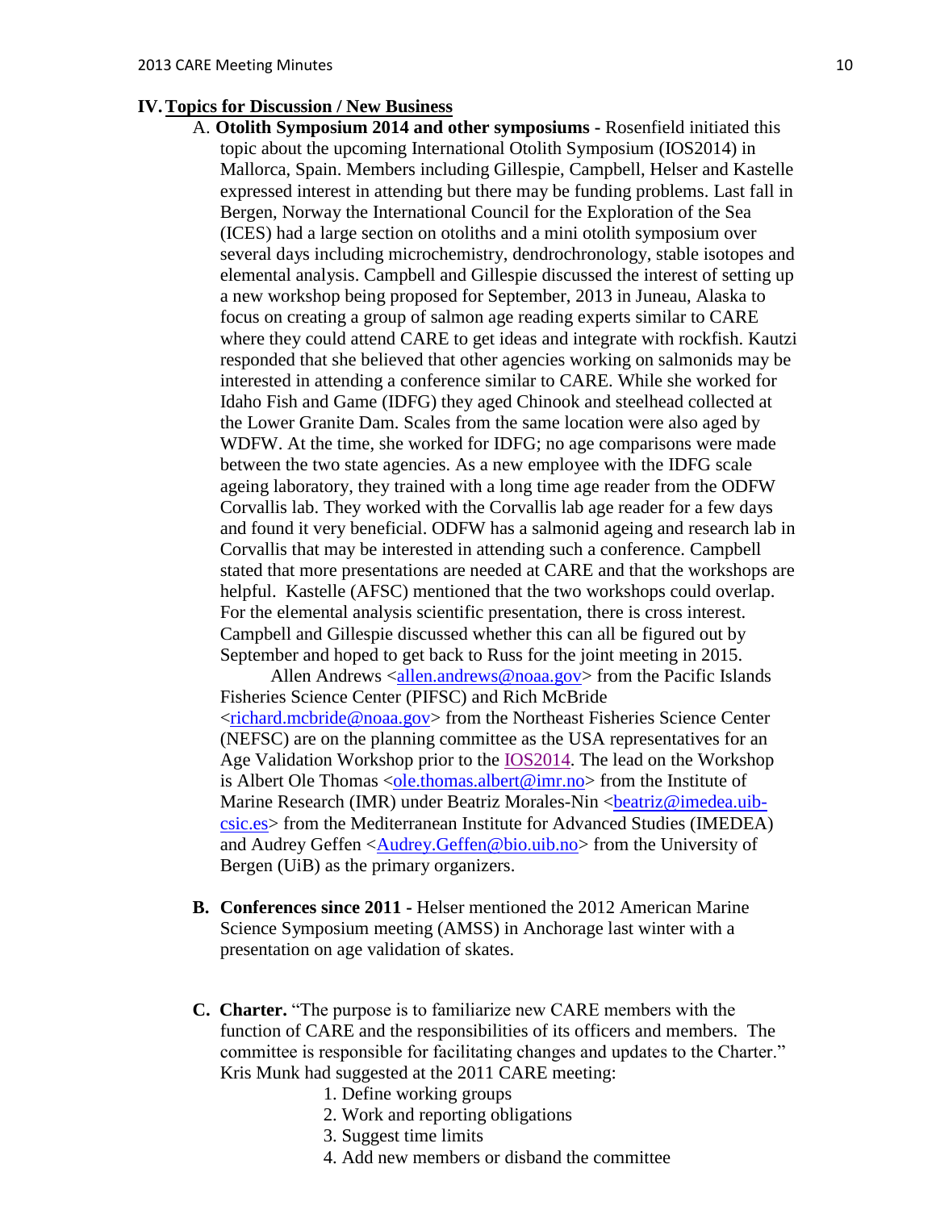## IV. Topics for Discussion / New Business

A. **Otolith Symposium 2014 and other symposiums -** Rosenfield initiated this topic about the upcoming International Otolith Symposium (IOS2014) in Mallorca, Spain. Members including Gillespie, Campbell, Helser and Kastelle expressed interest in attending but there may be funding problems. Last fall in Bergen, Norway the International Council for the Exploration of the Sea (ICES) had a large section on otoliths and a mini otolith symposium over several days including microchemistry, dendrochronology, stable isotopes and elemental analysis. Campbell and Gillespie discussed the interest of setting up a new workshop being proposed for September, 2013 in Juneau, Alaska to focus on creating a group of salmon age reading experts similar to CARE where they could attend CARE to get ideas and integrate with rockfish. Kautzi responded that she believed that other agencies working on salmonids may be interested in attending a conference similar to CARE. While she worked for Idaho Fish and Game (IDFG) they aged Chinook and steelhead collected at the Lower Granite Dam. Scales from the same location were also aged by WDFW. At the time, she worked for IDFG; no age comparisons were made between the two state agencies. As a new employee with the IDFG scale ageing laboratory, they trained with a long time age reader from the ODFW Corvallis lab. They worked with the Corvallis lab age reader for a few days and found it very beneficial. ODFW has a salmonid ageing and research lab in Corvallis that may be interested in attending such a conference. Campbell stated that more presentations are needed at CARE and that the workshops are helpful. Kastelle (AFSC) mentioned that the two workshops could overlap. For the elemental analysis scientific presentation, there is cross interest. Campbell and Gillespie discussed whether this can all be figured out by September and hoped to get back to Russ for the joint meeting in 2015.

Allen Andrews <allen.andrews@noaa.gov> from the Pacific Islands Fisheries Science Center (PIFSC) and Rich McBride <richard.mcbride@noaa.gov> from the Northeast Fisheries Science Center (NEFSC) are on the planning committee as the USA representatives for an Age Validation Workshop prior to the IOS2014. The lead on the Workshop is Albert Ole Thomas <ole.thomas.albert@imr.no> from the Institute of Marine Research (IMR) under Beatriz Morales-Nin <beatriz@imedea.uib-csic.es> from the Mediterranean Institute for Advanced Studies (IMEDEA) and Audrey Geffen <Audrey.Geffen@bio.uib.no> from the University of Bergen (UiB) as the primary organizers.

B. **Conferences since 2011 -** Helser mentioned the 2012 American Marine Science Symposium meeting (AMSS) in Anchorage last winter with a presentation on age validation of skates.

C. **Charter.** "The purpose is to familiarize new CARE members with the function of CARE and the responsibilities of its officers and members. The committee is responsible for facilitating changes and updates to the Charter." Kris Munk had suggested at the 2011 CARE meeting:

1. Define working groups
2. Work and reporting obligations
3. Suggest time limits
4. Add new members or disband the committee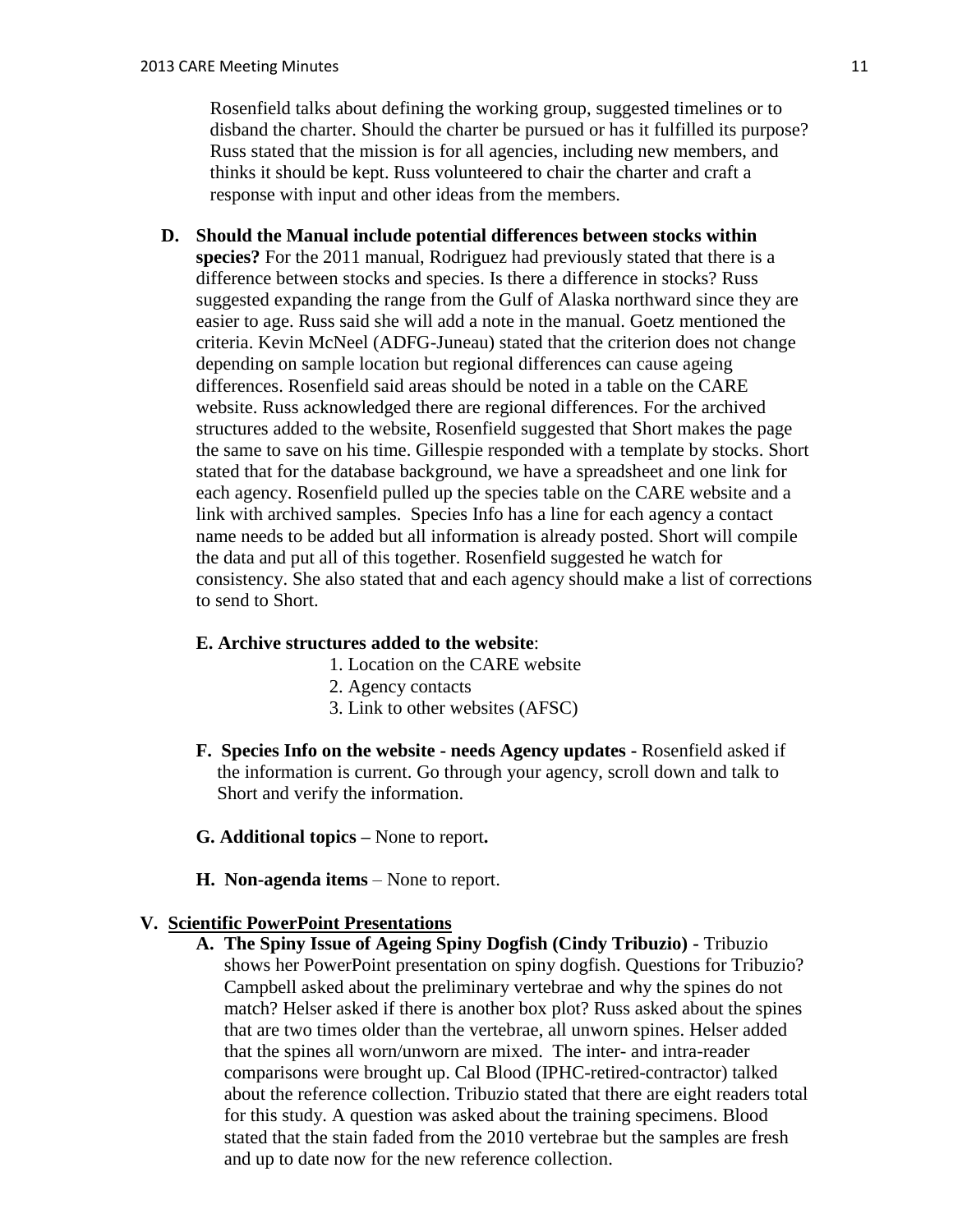Rosenfield talks about defining the working group, suggested timelines or to disband the charter. Should the charter be pursued or has it fulfilled its purpose? Russ stated that the mission is for all agencies, including new members, and thinks it should be kept. Russ volunteered to chair the charter and craft a response with input and other ideas from the members.

**D. Should the Manual include potential differences between stocks within species?** For the 2011 manual, Rodriguez had previously stated that there is a difference between stocks and species. Is there a difference in stocks? Russ suggested expanding the range from the Gulf of Alaska northward since they are easier to age. Russ said she will add a note in the manual. Goetz mentioned the criteria. Kevin McNeel (ADFG-Juneau) stated that the criterion does not change depending on sample location but regional differences can cause ageing differences. Rosenfield said areas should be noted in a table on the CARE website. Russ acknowledged there are regional differences. For the archived structures added to the website, Rosenfield suggested that Short makes the page the same to save on his time. Gillespie responded with a template by stocks. Short stated that for the database background, we have a spreadsheet and one link for each agency. Rosenfield pulled up the species table on the CARE website and a link with archived samples. Species Info has a line for each agency a contact name needs to be added but all information is already posted. Short will compile the data and put all of this together. Rosenfield suggested he watch for consistency. She also stated that and each agency should make a list of corrections to send to Short.

**E. Archive structures added to the website**:

1. Location on the CARE website
2. Agency contacts
3. Link to other websites (AFSC)

**F. Species Info on the website - needs Agency updates -** Rosenfield asked if the information is current. Go through your agency, scroll down and talk to Short and verify the information.

**G. Additional topics –** None to report**.**

**H. Non-agenda items** – None to report.

**V. Scientific PowerPoint Presentations**

**A. The Spiny Issue of Ageing Spiny Dogfish (Cindy Tribuzio) -** Tribuzio shows her PowerPoint presentation on spiny dogfish. Questions for Tribuzio? Campbell asked about the preliminary vertebrae and why the spines do not match? Helser asked if there is another box plot? Russ asked about the spines that are two times older than the vertebrae, all unworn spines. Helser added that the spines all worn/unworn are mixed. The inter- and intra-reader comparisons were brought up. Cal Blood (IPHC-retired-contractor) talked about the reference collection. Tribuzio stated that there are eight readers total for this study. A question was asked about the training specimens. Blood stated that the stain faded from the 2010 vertebrae but the samples are fresh and up to date now for the new reference collection.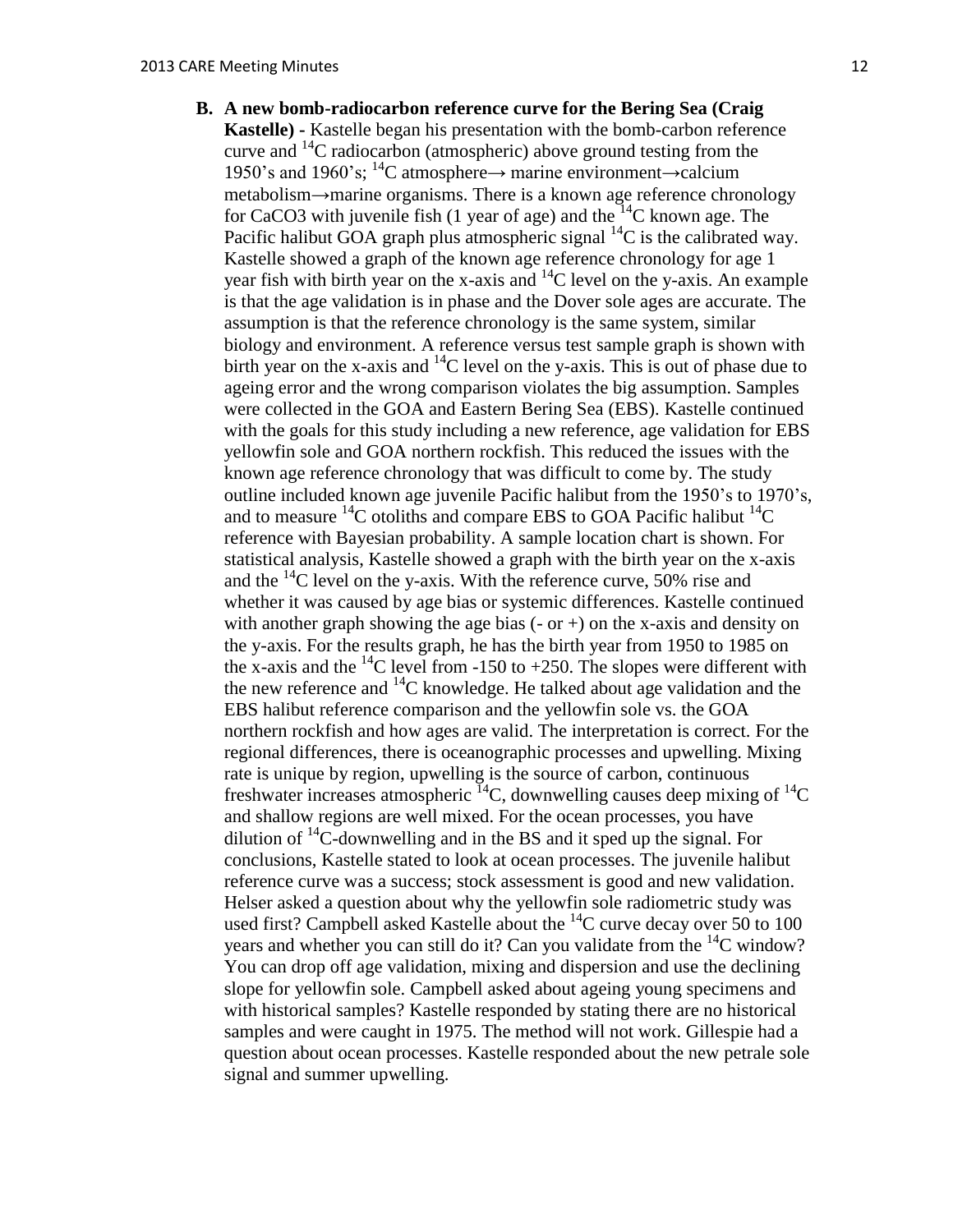**B. A new bomb-radiocarbon reference curve for the Bering Sea (Craig Kastelle) -** Kastelle began his presentation with the bomb-carbon reference curve and $^{14}C$ radiocarbon (atmospheric) above ground testing from the 1950's and 1960's; $^{14}C$ atmosphere→ marine environment→calcium metabolism→marine organisms. There is a known age reference chronology for $CaCO_3$ with juvenile fish (1 year of age) and the $^{14}C$ known age. The Pacific halibut GOA graph plus atmospheric signal $^{14}C$ is the calibrated way. Kastelle showed a graph of the known age reference chronology for age 1 year fish with birth year on the x-axis and $^{14}C$ level on the y-axis. An example is that the age validation is in phase and the Dover sole ages are accurate. The assumption is that the reference chronology is the same system, similar biology and environment. A reference versus test sample graph is shown with birth year on the x-axis and $^{14}C$ level on the y-axis. This is out of phase due to ageing error and the wrong comparison violates the big assumption. Samples were collected in the GOA and Eastern Bering Sea (EBS). Kastelle continued with the goals for this study including a new reference, age validation for EBS yellowfin sole and GOA northern rockfish. This reduced the issues with the known age reference chronology that was difficult to come by. The study outline included known age juvenile Pacific halibut from the 1950's to 1970's, and to measure $^{14}C$ otoliths and compare EBS to GOA Pacific halibut $^{14}C$ reference with Bayesian probability. A sample location chart is shown. For statistical analysis, Kastelle showed a graph with the birth year on the x-axis and the $^{14}C$ level on the y-axis. With the reference curve, 50% rise and whether it was caused by age bias or systemic differences. Kastelle continued with another graph showing the age bias (- or +) on the x-axis and density on the y-axis. For the results graph, he has the birth year from 1950 to 1985 on the x-axis and the $^{14}C$ level from -150 to +250. The slopes were different with the new reference and $^{14}C$ knowledge. He talked about age validation and the EBS halibut reference comparison and the yellowfin sole vs. the GOA northern rockfish and how ages are valid. The interpretation is correct. For the regional differences, there is oceanographic processes and upwelling. Mixing rate is unique by region, upwelling is the source of carbon, continuous freshwater increases atmospheric $^{14}C$, downwelling causes deep mixing of $^{14}C$ and shallow regions are well mixed. For the ocean processes, you have dilution of $^{14}C$-downwelling and in the BS and it sped up the signal. For conclusions, Kastelle stated to look at ocean processes. The juvenile halibut reference curve was a success; stock assessment is good and new validation. Helser asked a question about why the yellowfin sole radiometric study was used first? Campbell asked Kastelle about the $^{14}C$ curve decay over 50 to 100 years and whether you can still do it? Can you validate from the $^{14}C$ window? You can drop off age validation, mixing and dispersion and use the declining slope for yellowfin sole. Campbell asked about ageing young specimens and with historical samples? Kastelle responded by stating there are no historical samples and were caught in 1975. The method will not work. Gillespie had a question about ocean processes. Kastelle responded about the new petrale sole signal and summer upwelling.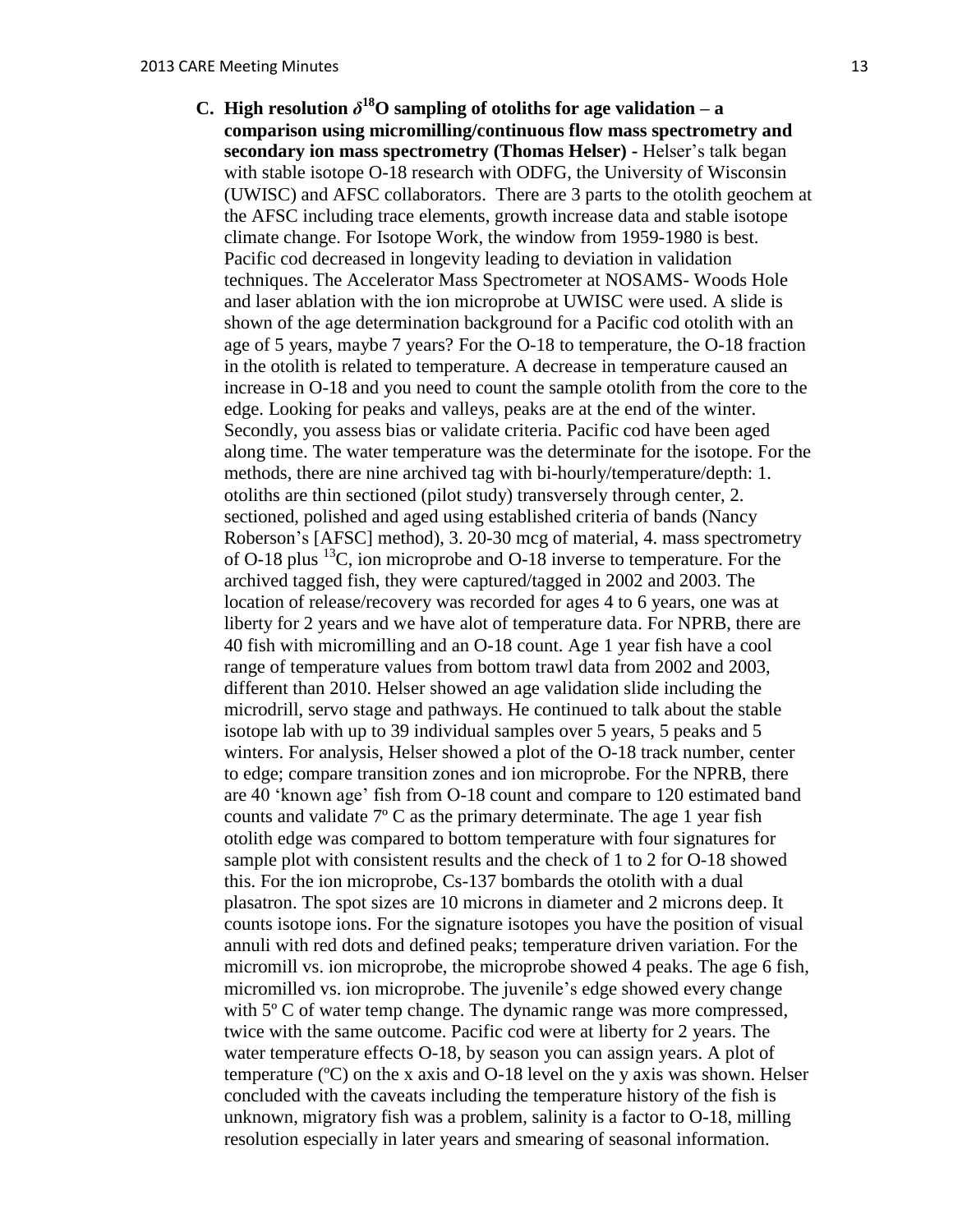**C. High resolution $\delta^{18}$O sampling of otoliths for age validation – a comparison using micromilling/continuous flow mass spectrometry and secondary ion mass spectrometry (Thomas Helser)** - Helser's talk began with stable isotope O-18 research with ODFG, the University of Wisconsin (UWISC) and AFSC collaborators. There are 3 parts to the otolith geochem at the AFSC including trace elements, growth increase data and stable isotope climate change. For Isotope Work, the window from 1959-1980 is best. Pacific cod decreased in longevity leading to deviation in validation techniques. The Accelerator Mass Spectrometer at NOSAMS- Woods Hole and laser ablation with the ion microprobe at UWISC were used. A slide is shown of the age determination background for a Pacific cod otolith with an age of 5 years, maybe 7 years? For the O-18 to temperature, the O-18 fraction in the otolith is related to temperature. A decrease in temperature caused an increase in O-18 and you need to count the sample otolith from the core to the edge. Looking for peaks and valleys, peaks are at the end of the winter. Secondly, you assess bias or validate criteria. Pacific cod have been aged along time. The water temperature was the determinate for the isotope. For the methods, there are nine archived tag with bi-hourly/temperature/depth: 1. otoliths are thin sectioned (pilot study) transversely through center, 2. sectioned, polished and aged using established criteria of bands (Nancy Roberson's [AFSC] method), 3. 20-30 mcg of material, 4. mass spectrometry of O-18 plus $^{13}$C, ion microprobe and O-18 inverse to temperature. For the archived tagged fish, they were captured/tagged in 2002 and 2003. The location of release/recovery was recorded for ages 4 to 6 years, one was at liberty for 2 years and we have alot of temperature data. For NPRB, there are 40 fish with micromilling and an O-18 count. Age 1 year fish have a cool range of temperature values from bottom trawl data from 2002 and 2003, different than 2010. Helser showed an age validation slide including the microdrill, servo stage and pathways. He continued to talk about the stable isotope lab with up to 39 individual samples over 5 years, 5 peaks and 5 winters. For analysis, Helser showed a plot of the O-18 track number, center to edge; compare transition zones and ion microprobe. For the NPRB, there are 40 'known age' fish from O-18 count and compare to 120 estimated band counts and validate 7º C as the primary determinate. The age 1 year fish otolith edge was compared to bottom temperature with four signatures for sample plot with consistent results and the check of 1 to 2 for O-18 showed this. For the ion microprobe, Cs-137 bombards the otolith with a dual plasatron. The spot sizes are 10 microns in diameter and 2 microns deep. It counts isotope ions. For the signature isotopes you have the position of visual annuli with red dots and defined peaks; temperature driven variation. For the micromill vs. ion microprobe, the microprobe showed 4 peaks. The age 6 fish, micromilled vs. ion microprobe. The juvenile's edge showed every change with 5º C of water temp change. The dynamic range was more compressed, twice with the same outcome. Pacific cod were at liberty for 2 years. The water temperature effects O-18, by season you can assign years. A plot of temperature (ºC) on the x axis and O-18 level on the y axis was shown. Helser concluded with the caveats including the temperature history of the fish is unknown, migratory fish was a problem, salinity is a factor to O-18, milling resolution especially in later years and smearing of seasonal information.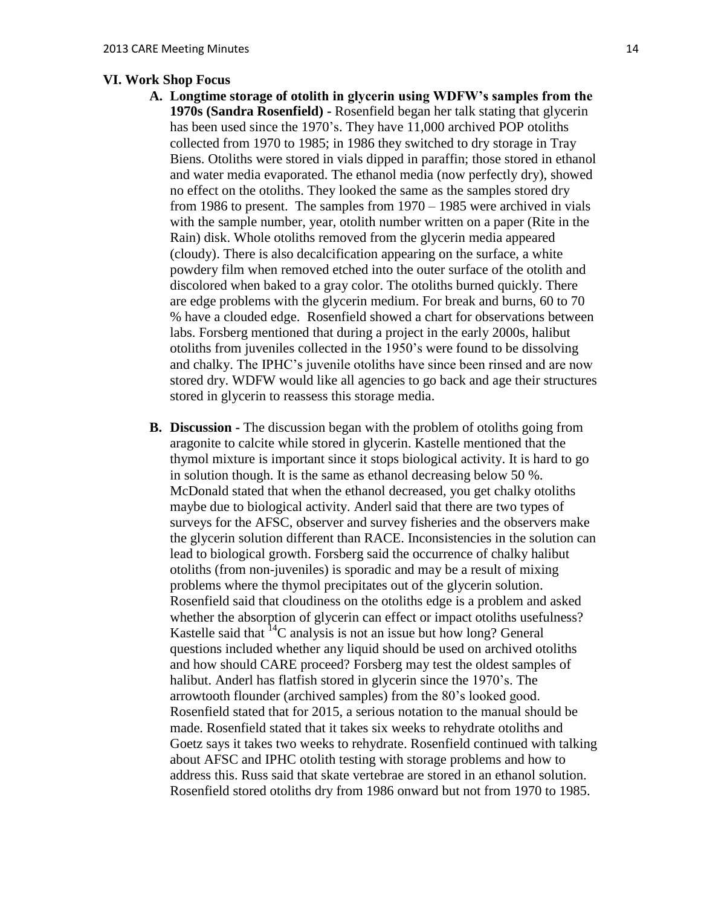## VI. Work Shop Focus

**A. Longtime storage of otolith in glycerin using WDFW's samples from the 1970s (Sandra Rosenfield) -** Rosenfield began her talk stating that glycerin has been used since the 1970's. They have 11,000 archived POP otoliths collected from 1970 to 1985; in 1986 they switched to dry storage in Tray Biens. Otoliths were stored in vials dipped in paraffin; those stored in ethanol and water media evaporated. The ethanol media (now perfectly dry), showed no effect on the otoliths. They looked the same as the samples stored dry from 1986 to present. The samples from 1970 – 1985 were archived in vials with the sample number, year, otolith number written on a paper (Rite in the Rain) disk. Whole otoliths removed from the glycerin media appeared (cloudy). There is also decalcification appearing on the surface, a white powdery film when removed etched into the outer surface of the otolith and discolored when baked to a gray color. The otoliths burned quickly. There are edge problems with the glycerin medium. For break and burns, 60 to 70 % have a clouded edge. Rosenfield showed a chart for observations between labs. Forsberg mentioned that during a project in the early 2000s, halibut otoliths from juveniles collected in the 1950's were found to be dissolving and chalky. The IPHC's juvenile otoliths have since been rinsed and are now stored dry. WDFW would like all agencies to go back and age their structures stored in glycerin to reassess this storage media.

**B. Discussion -** The discussion began with the problem of otoliths going from aragonite to calcite while stored in glycerin. Kastelle mentioned that the thymol mixture is important since it stops biological activity. It is hard to go in solution though. It is the same as ethanol decreasing below 50 %. McDonald stated that when the ethanol decreased, you get chalky otoliths maybe due to biological activity. Anderl said that there are two types of surveys for the AFSC, observer and survey fisheries and the observers make the glycerin solution different than RACE. Inconsistencies in the solution can lead to biological growth. Forsberg said the occurrence of chalky halibut otoliths (from non-juveniles) is sporadic and may be a result of mixing problems where the thymol precipitates out of the glycerin solution. Rosenfield said that cloudiness on the otoliths edge is a problem and asked whether the absorption of glycerin can effect or impact otoliths usefulness? Kastelle said that $^{14}C$ analysis is not an issue but how long? General questions included whether any liquid should be used on archived otoliths and how should CARE proceed? Forsberg may test the oldest samples of halibut. Anderl has flatfish stored in glycerin since the 1970's. The arrowtooth flounder (archived samples) from the 80's looked good. Rosenfield stated that for 2015, a serious notation to the manual should be made. Rosenfield stated that it takes six weeks to rehydrate otoliths and Goetz says it takes two weeks to rehydrate. Rosenfield continued with talking about AFSC and IPHC otolith testing with storage problems and how to address this. Russ said that skate vertebrae are stored in an ethanol solution. Rosenfield stored otoliths dry from 1986 onward but not from 1970 to 1985.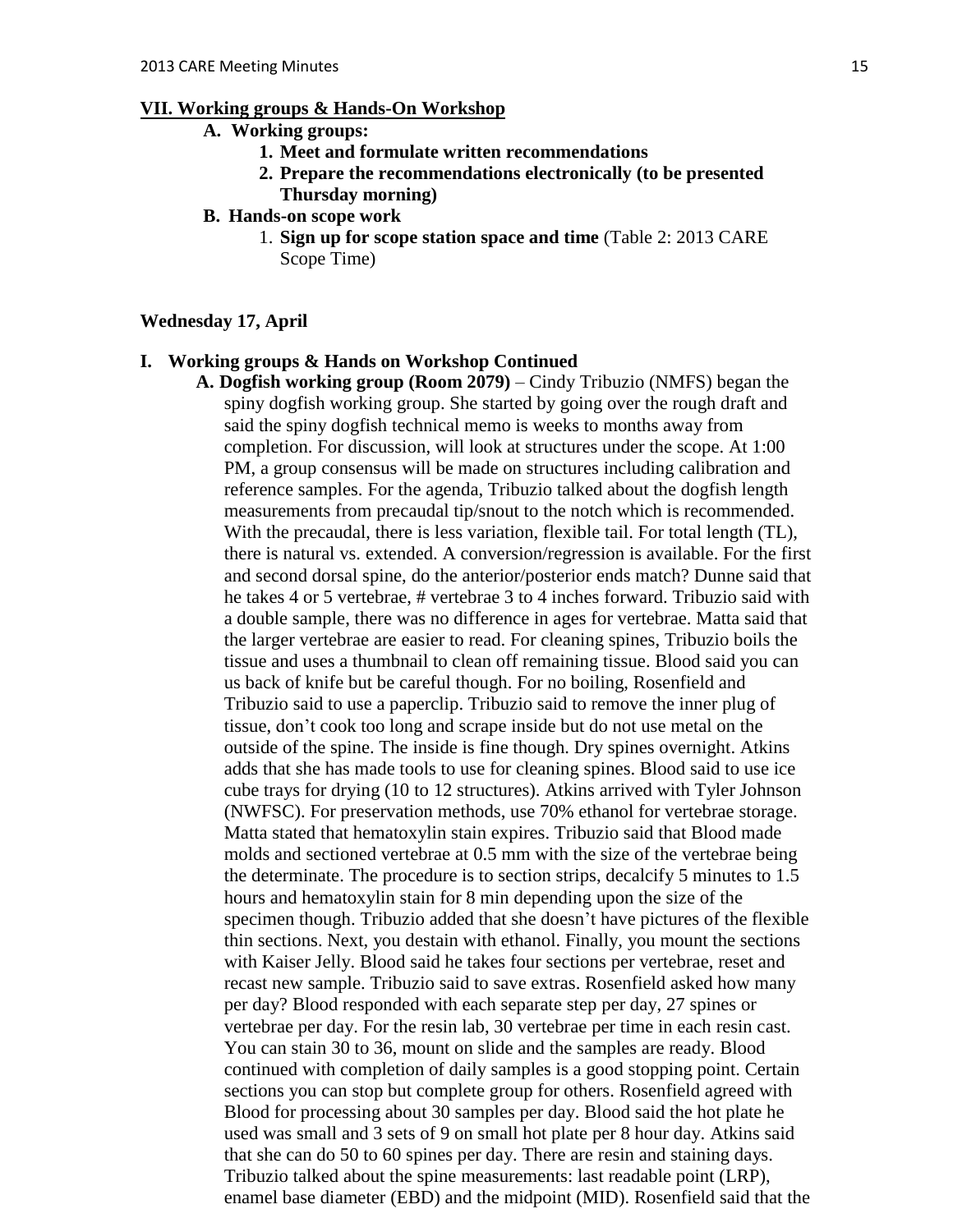**VII. Working groups & Hands-On Workshop**

- **A. Working groups:**
  1. **Meet and formulate written recommendations**
  2. **Prepare the recommendations electronically (to be presented Thursday morning)**
- **B. Hands-on scope work**
  1. **Sign up for scope station space and time** (Table 2: 2013 CARE Scope Time)

**Wednesday 17, April**

**I. Working groups & Hands on Workshop Continued**

**A. Dogfish working group (Room 2079)** – Cindy Tribuzio (NMFS) began the spiny dogfish working group. She started by going over the rough draft and said the spiny dogfish technical memo is weeks to months away from completion. For discussion, will look at structures under the scope. At 1:00 PM, a group consensus will be made on structures including calibration and reference samples. For the agenda, Tribuzio talked about the dogfish length measurements from precaudal tip/snout to the notch which is recommended. With the precaudal, there is less variation, flexible tail. For total length (TL), there is natural vs. extended. A conversion/regression is available. For the first and second dorsal spine, do the anterior/posterior ends match? Dunne said that he takes 4 or 5 vertebrae, # vertebrae 3 to 4 inches forward. Tribuzio said with a double sample, there was no difference in ages for vertebrae. Matta said that the larger vertebrae are easier to read. For cleaning spines, Tribuzio boils the tissue and uses a thumbnail to clean off remaining tissue. Blood said you can us back of knife but be careful though. For no boiling, Rosenfield and Tribuzio said to use a paperclip. Tribuzio said to remove the inner plug of tissue, don't cook too long and scrape inside but do not use metal on the outside of the spine. The inside is fine though. Dry spines overnight. Atkins adds that she has made tools to use for cleaning spines. Blood said to use ice cube trays for drying (10 to 12 structures). Atkins arrived with Tyler Johnson (NWFSC). For preservation methods, use 70% ethanol for vertebrae storage. Matta stated that hematoxylin stain expires. Tribuzio said that Blood made molds and sectioned vertebrae at 0.5 mm with the size of the vertebrae being the determinate. The procedure is to section strips, decalcify 5 minutes to 1.5 hours and hematoxylin stain for 8 min depending upon the size of the specimen though. Tribuzio added that she doesn't have pictures of the flexible thin sections. Next, you destain with ethanol. Finally, you mount the sections with Kaiser Jelly. Blood said he takes four sections per vertebrae, reset and recast new sample. Tribuzio said to save extras. Rosenfield asked how many per day? Blood responded with each separate step per day, 27 spines or vertebrae per day. For the resin lab, 30 vertebrae per time in each resin cast. You can stain 30 to 36, mount on slide and the samples are ready. Blood continued with completion of daily samples is a good stopping point. Certain sections you can stop but complete group for others. Rosenfield agreed with Blood for processing about 30 samples per day. Blood said the hot plate he used was small and 3 sets of 9 on small hot plate per 8 hour day. Atkins said that she can do 50 to 60 spines per day. There are resin and staining days. Tribuzio talked about the spine measurements: last readable point (LRP), enamel base diameter (EBD) and the midpoint (MID). Rosenfield said that the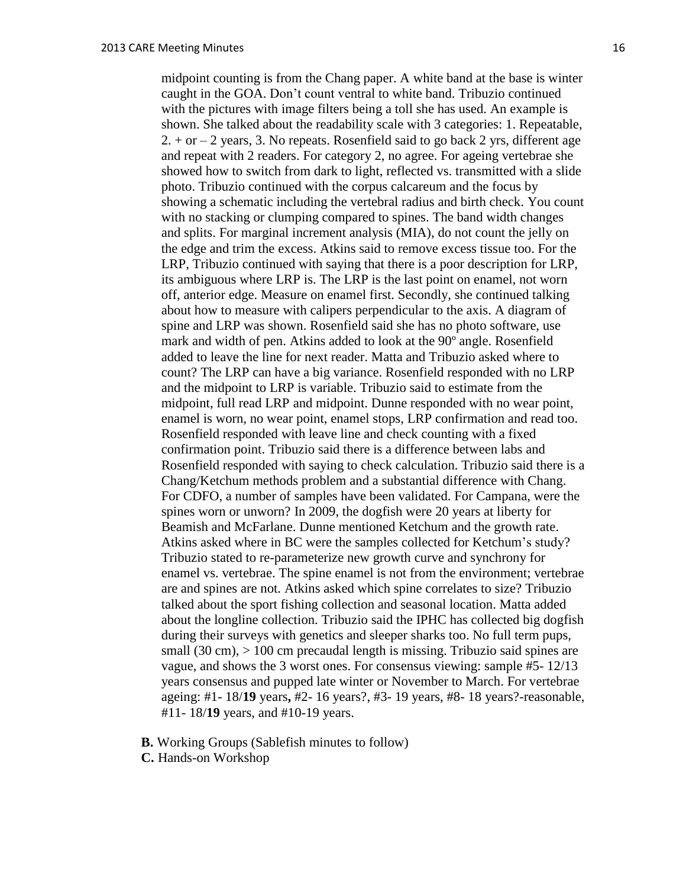midpoint counting is from the Chang paper. A white band at the base is winter caught in the GOA. Don't count ventral to white band. Tribuzio continued with the pictures with image filters being a toll she has used. An example is shown. She talked about the readability scale with 3 categories: 1. Repeatable, 2. + or – 2 years, 3. No repeats. Rosenfield said to go back 2 yrs, different age and repeat with 2 readers. For category 2, no agree. For ageing vertebrae she showed how to switch from dark to light, reflected vs. transmitted with a slide photo. Tribuzio continued with the corpus calcareum and the focus by showing a schematic including the vertebral radius and birth check. You count with no stacking or clumping compared to spines. The band width changes and splits. For marginal increment analysis (MIA), do not count the jelly on the edge and trim the excess. Atkins said to remove excess tissue too. For the LRP, Tribuzio continued with saying that there is a poor description for LRP, its ambiguous where LRP is. The LRP is the last point on enamel, not worn off, anterior edge. Measure on enamel first. Secondly, she continued talking about how to measure with calipers perpendicular to the axis. A diagram of spine and LRP was shown. Rosenfield said she has no photo software, use mark and width of pen. Atkins added to look at the 90º angle. Rosenfield added to leave the line for next reader. Matta and Tribuzio asked where to count? The LRP can have a big variance. Rosenfield responded with no LRP and the midpoint to LRP is variable. Tribuzio said to estimate from the midpoint, full read LRP and midpoint. Dunne responded with no wear point, enamel is worn, no wear point, enamel stops, LRP confirmation and read too. Rosenfield responded with leave line and check counting with a fixed confirmation point. Tribuzio said there is a difference between labs and Rosenfield responded with saying to check calculation. Tribuzio said there is a Chang/Ketchum methods problem and a substantial difference with Chang. For CDFO, a number of samples have been validated. For Campana, were the spines worn or unworn? In 2009, the dogfish were 20 years at liberty for Beamish and McFarlane. Dunne mentioned Ketchum and the growth rate. Atkins asked where in BC were the samples collected for Ketchum's study? Tribuzio stated to re-parameterize new growth curve and synchrony for enamel vs. vertebrae. The spine enamel is not from the environment; vertebrae are and spines are not. Atkins asked which spine correlates to size? Tribuzio talked about the sport fishing collection and seasonal location. Matta added about the longline collection. Tribuzio said the IPHC has collected big dogfish during their surveys with genetics and sleeper sharks too. No full term pups, small (30 cm), > 100 cm precaudal length is missing. Tribuzio said spines are vague, and shows the 3 worst ones. For consensus viewing: sample #5- 12/13 years consensus and pupped late winter or November to March. For vertebrae ageing: #1- 18/**19** years**,** #2- 16 years?, #3- 19 years, #8- 18 years?-reasonable, #11- 18/**19** years, and #10-19 years.

**B.** Working Groups (Sablefish minutes to follow)

**C.** Hands-on Workshop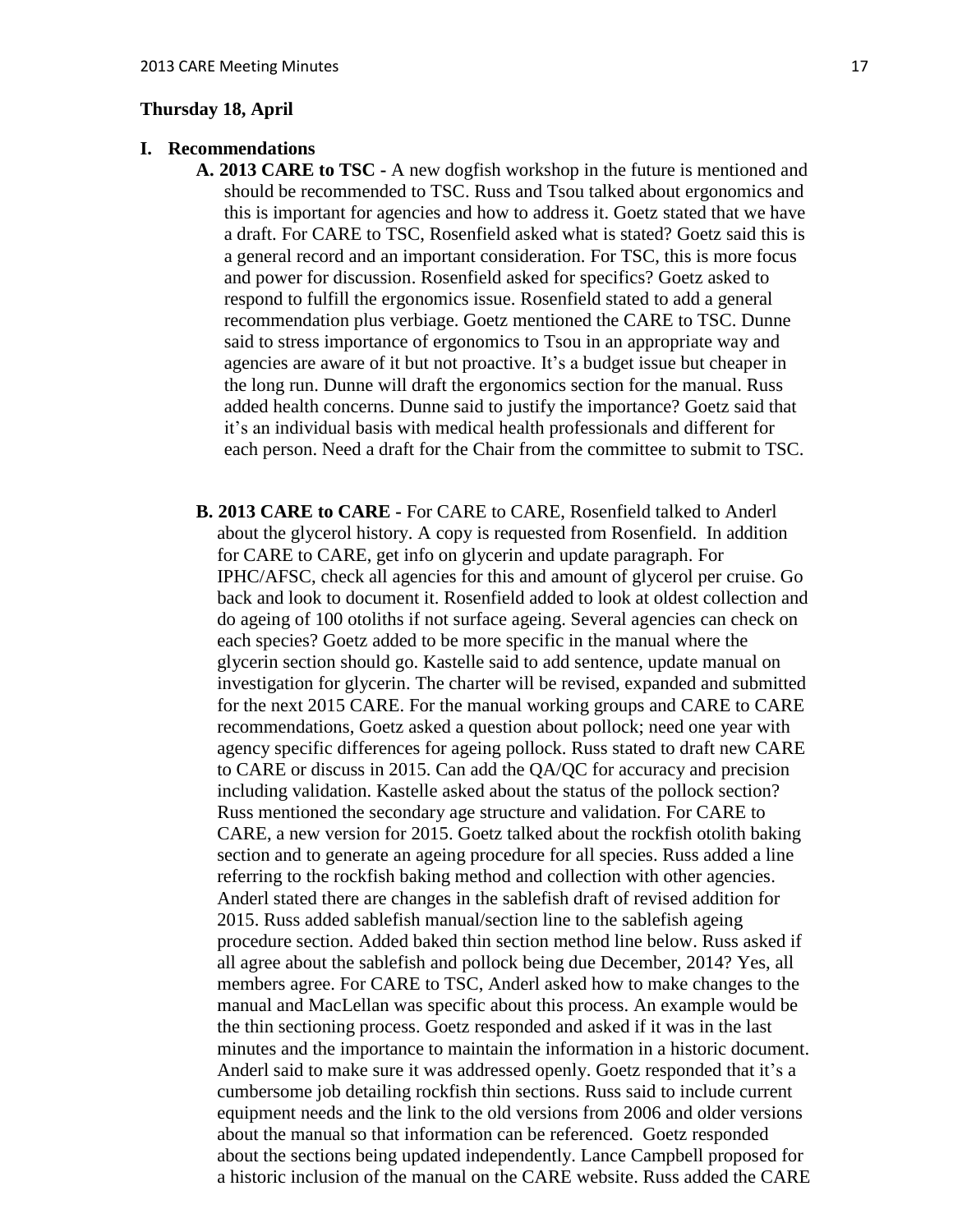**Thursday 18, April**

**I. Recommendations**

**A. 2013 CARE to TSC -** A new dogfish workshop in the future is mentioned and should be recommended to TSC. Russ and Tsou talked about ergonomics and this is important for agencies and how to address it. Goetz stated that we have a draft. For CARE to TSC, Rosenfield asked what is stated? Goetz said this is a general record and an important consideration. For TSC, this is more focus and power for discussion. Rosenfield asked for specifics? Goetz asked to respond to fulfill the ergonomics issue. Rosenfield stated to add a general recommendation plus verbiage. Goetz mentioned the CARE to TSC. Dunne said to stress importance of ergonomics to Tsou in an appropriate way and agencies are aware of it but not proactive. It's a budget issue but cheaper in the long run. Dunne will draft the ergonomics section for the manual. Russ added health concerns. Dunne said to justify the importance? Goetz said that it's an individual basis with medical health professionals and different for each person. Need a draft for the Chair from the committee to submit to TSC.

**B. 2013 CARE to CARE -** For CARE to CARE, Rosenfield talked to Anderl about the glycerol history. A copy is requested from Rosenfield. In addition for CARE to CARE, get info on glycerin and update paragraph. For IPHC/AFSC, check all agencies for this and amount of glycerol per cruise. Go back and look to document it. Rosenfield added to look at oldest collection and do ageing of 100 otoliths if not surface ageing. Several agencies can check on each species? Goetz added to be more specific in the manual where the glycerin section should go. Kastelle said to add sentence, update manual on investigation for glycerin. The charter will be revised, expanded and submitted for the next 2015 CARE. For the manual working groups and CARE to CARE recommendations, Goetz asked a question about pollock; need one year with agency specific differences for ageing pollock. Russ stated to draft new CARE to CARE or discuss in 2015. Can add the QA/QC for accuracy and precision including validation. Kastelle asked about the status of the pollock section? Russ mentioned the secondary age structure and validation. For CARE to CARE, a new version for 2015. Goetz talked about the rockfish otolith baking section and to generate an ageing procedure for all species. Russ added a line referring to the rockfish baking method and collection with other agencies. Anderl stated there are changes in the sablefish draft of revised addition for 2015. Russ added sablefish manual/section line to the sablefish ageing procedure section. Added baked thin section method line below. Russ asked if all agree about the sablefish and pollock being due December, 2014? Yes, all members agree. For CARE to TSC, Anderl asked how to make changes to the manual and MacLellan was specific about this process. An example would be the thin sectioning process. Goetz responded and asked if it was in the last minutes and the importance to maintain the information in a historic document. Anderl said to make sure it was addressed openly. Goetz responded that it's a cumbersome job detailing rockfish thin sections. Russ said to include current equipment needs and the link to the old versions from 2006 and older versions about the manual so that information can be referenced. Goetz responded about the sections being updated independently. Lance Campbell proposed for a historic inclusion of the manual on the CARE website. Russ added the CARE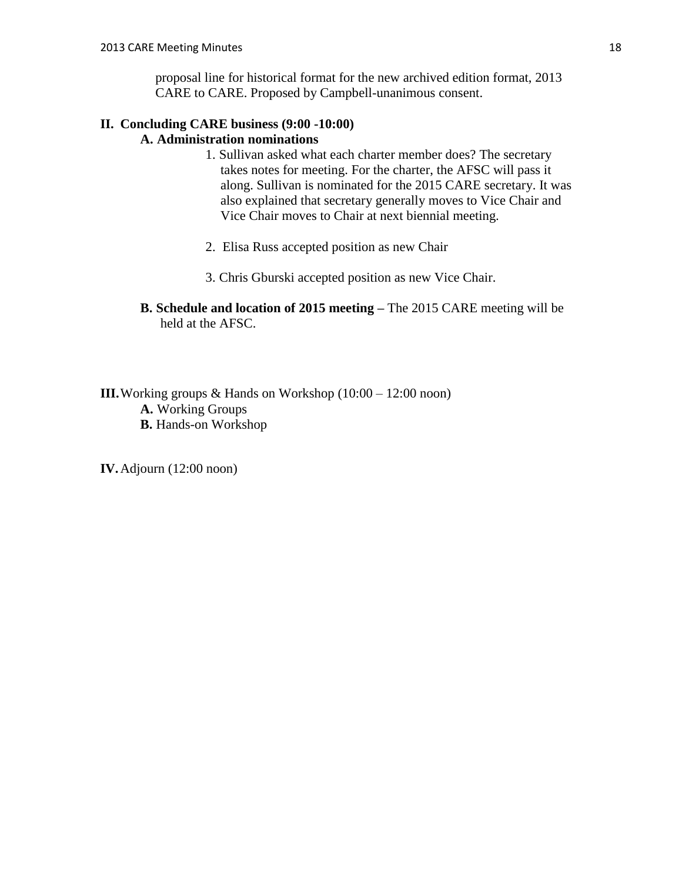proposal line for historical format for the new archived edition format, 2013 CARE to CARE. Proposed by Campbell-unanimous consent.

## II. Concluding CARE business (9:00 -10:00)

### A. Administration nominations

1. Sullivan asked what each charter member does? The secretary takes notes for meeting. For the charter, the AFSC will pass it along. Sullivan is nominated for the 2015 CARE secretary. It was also explained that secretary generally moves to Vice Chair and Vice Chair moves to Chair at next biennial meeting.

2. Elisa Russ accepted position as new Chair

3. Chris Gburski accepted position as new Vice Chair.

**B. Schedule and location of 2015 meeting –** The 2015 CARE meeting will be held at the AFSC.

**III.** Working groups & Hands on Workshop (10:00 – 12:00 noon)

**A.** Working Groups

**B.** Hands-on Workshop

**IV.** Adjourn (12:00 noon)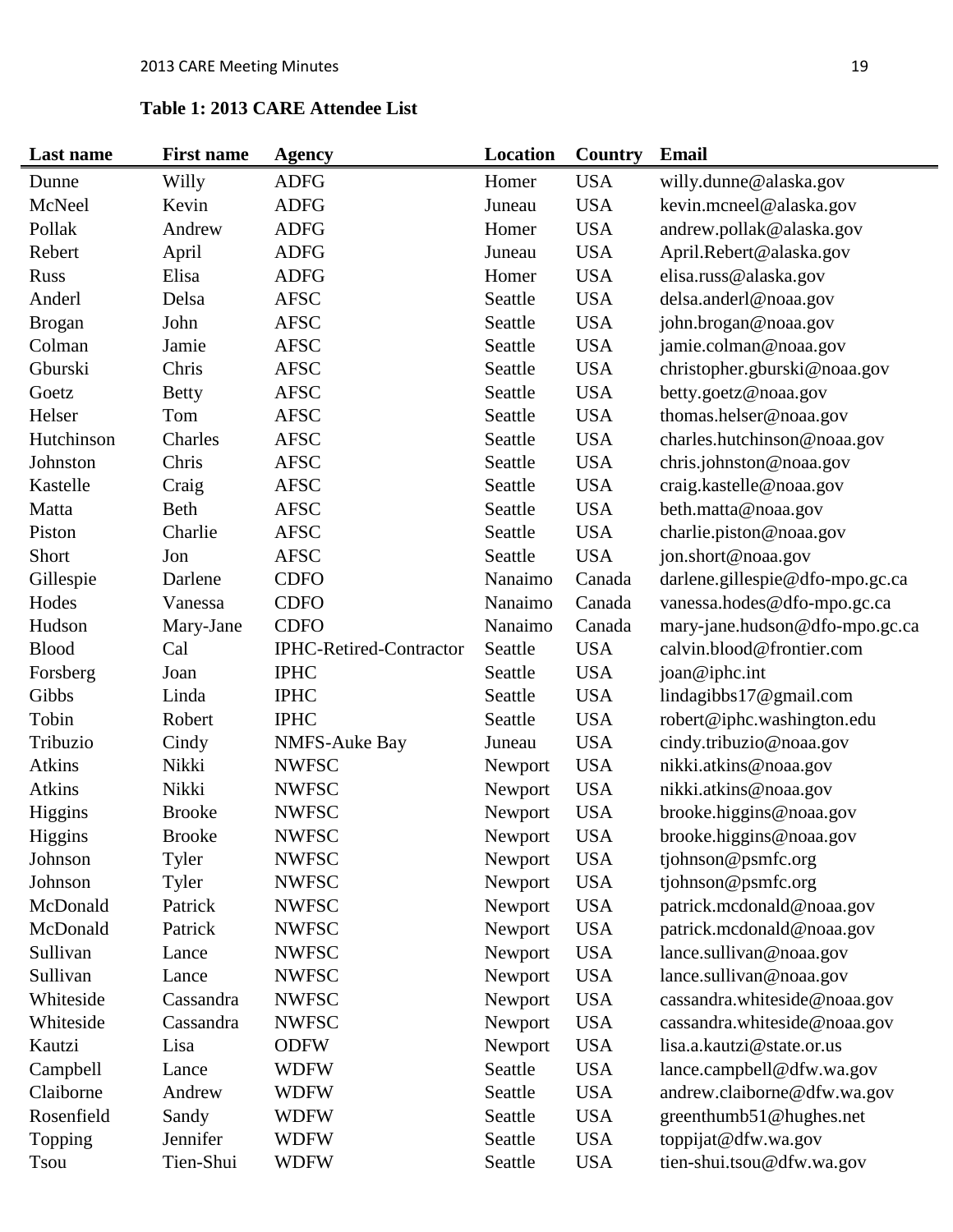**Table 1: 2013 CARE Attendee List**

| Last name | First name | Agency | Location | Country | Email |
|---|---|---|---|---|---|
| Dunne | Willy | ADFG | Homer | USA | willy.dunne@alaska.gov |
| McNeel | Kevin | ADFG | Juneau | USA | kevin.mcneel@alaska.gov |
| Pollak | Andrew | ADFG | Homer | USA | andrew.pollak@alaska.gov |
| Robert | April | ADFG | Juneau | USA | April.Robert@alaska.gov |
| Russ | Elisa | ADFG | Homer | USA | elisa.russ@alaska.gov |
| Anderl | Delsa | AFSC | Seattle | USA | delsa.anderl@noaa.gov |
| Brogan | John | AFSC | Seattle | USA | john.brogan@noaa.gov |
| Colman | Jamie | AFSC | Seattle | USA | jamie.colman@noaa.gov |
| Gburski | Chris | AFSC | Seattle | USA | christopher.gburski@noaa.gov |
| Goetz | Betty | AFSC | Seattle | USA | betty.goetz@noaa.gov |
| Helser | Tom | AFSC | Seattle | USA | thomas.helser@noaa.gov |
| Hutchinson | Charles | AFSC | Seattle | USA | charles.hutchinson@noaa.gov |
| Johnston | Chris | AFSC | Seattle | USA | chris.johnston@noaa.gov |
| Kastelle | Craig | AFSC | Seattle | USA | craig.kastelle@noaa.gov |
| Matta | Beth | AFSC | Seattle | USA | beth.matta@noaa.gov |
| Piston | Charlie | AFSC | Seattle | USA | charlie.piston@noaa.gov |
| Short | Jon | AFSC | Seattle | USA | jon.short@noaa.gov |
| Gillespie | Darlene | CDFO | Nanaimo | Canada | darlene.gillespie@dfo-mpo.gc.ca |
| Hodes | Vanessa | CDFO | Nanaimo | Canada | vanessa.hodes@dfo-mpo.gc.ca |
| Hudson | Mary-Jane | CDFO | Nanaimo | Canada | mary-jane.hudson@dfo-mpo.gc.ca |
| Blood | Cal | IPHC-Retired-Contractor | Seattle | USA | calvin.blood@frontier.com |
| Forsberg | Joan | IPHC | Seattle | USA | joan@iphc.int |
| Gibbs | Linda | IPHC | Seattle | USA | lindagibbs17@gmail.com |
| Tobin | Robert | IPHC | Seattle | USA | robert@iphc.washington.edu |
| Tribuzio | Cindy | NMFS-Auke Bay | Juneau | USA | cindy.tribuzio@noaa.gov |
| Atkins | Nikki | NWFSC | Newport | USA | nikki.atkins@noaa.gov |
| Atkins | Nikki | NWFSC | Newport | USA | nikki.atkins@noaa.gov |
| Higgins | Brooke | NWFSC | Newport | USA | brooke.higgins@noaa.gov |
| Higgins | Brooke | NWFSC | Newport | USA | brooke.higgins@noaa.gov |
| Johnson | Tyler | NWFSC | Newport | USA | tjohnson@psmfc.org |
| Johnson | Tyler | NWFSC | Newport | USA | tjohnson@psmfc.org |
| McDonald | Patrick | NWFSC | Newport | USA | patrick.mcdonald@noaa.gov |
| McDonald | Patrick | NWFSC | Newport | USA | patrick.mcdonald@noaa.gov |
| Sullivan | Lance | NWFSC | Newport | USA | lance.sullivan@noaa.gov |
| Sullivan | Lance | NWFSC | Newport | USA | lance.sullivan@noaa.gov |
| Whiteside | Cassandra | NWFSC | Newport | USA | cassandra.whiteside@noaa.gov |
| Whiteside | Cassandra | NWFSC | Newport | USA | cassandra.whiteside@noaa.gov |
| Kautzi | Lisa | ODFW | Newport | USA | lisa.a.kautzi@state.or.us |
| Campbell | Lance | WDFW | Seattle | USA | lance.campbell@dfw.wa.gov |
| Claiborne | Andrew | WDFW | Seattle | USA | andrew.claiborne@dfw.wa.gov |
| Rosenfield | Sandy | WDFW | Seattle | USA | greenthumb51@hughes.net |
| Topping | Jennifer | WDFW | Seattle | USA | toppijat@dfw.wa.gov |
| Tsou | Tien-Shui | WDFW | Seattle | USA | tien-shui.tsou@dfw.wa.gov |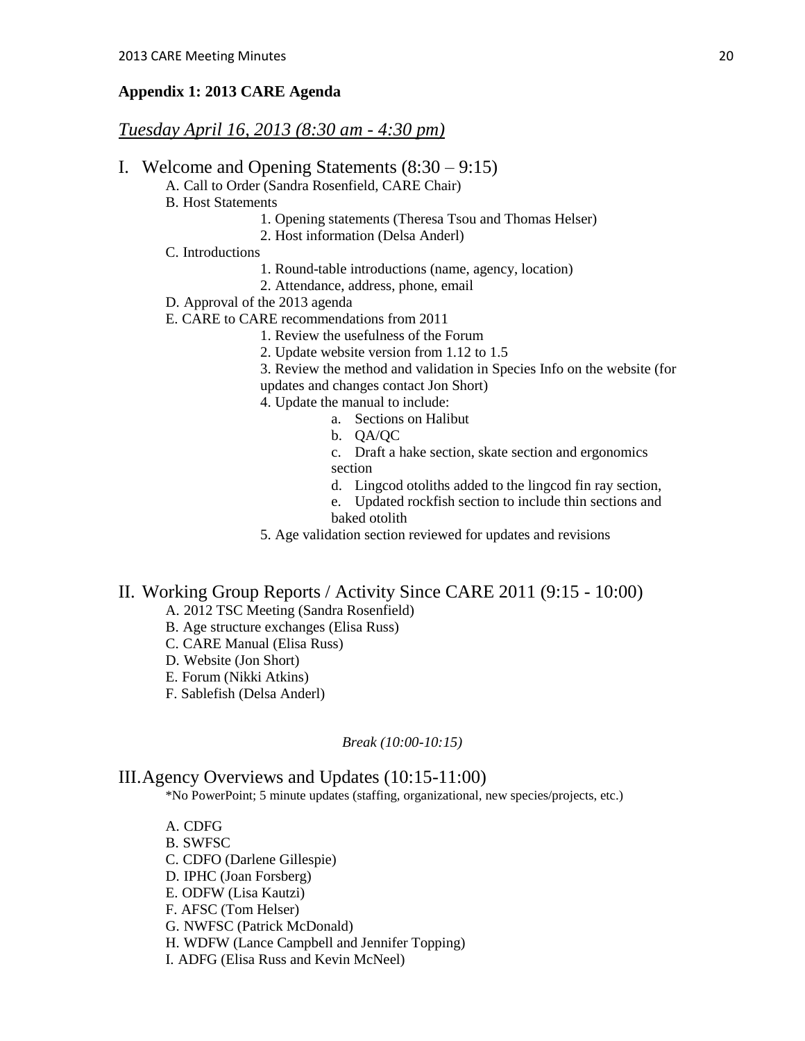## Appendix 1: 2013 CARE Agenda

*Tuesday April 16, 2013 (8:30 am - 4:30 pm)*

### I. Welcome and Opening Statements (8:30 – 9:15)

A. Call to Order (Sandra Rosenfield, CARE Chair)

B. Host Statements

1. Opening statements (Theresa Tsou and Thomas Helser)
2. Host information (Delsa Anderl)

C. Introductions

1. Round-table introductions (name, agency, location)
2. Attendance, address, phone, email

D. Approval of the 2013 agenda

E. CARE to CARE recommendations from 2011

1. Review the usefulness of the Forum
2. Update website version from 1.12 to 1.5
3. Review the method and validation in Species Info on the website (for updates and changes contact Jon Short)
4. Update the manual to include:
    a. Sections on Halibut
    b. QA/QC
    c. Draft a hake section, skate section and ergonomics section
    d. Lingcod otoliths added to the lingcod fin ray section,
    e. Updated rockfish section to include thin sections and baked otolith
5. Age validation section reviewed for updates and revisions

### II. Working Group Reports / Activity Since CARE 2011 (9:15 - 10:00)

A. 2012 TSC Meeting (Sandra Rosenfield)

B. Age structure exchanges (Elisa Russ)

C. CARE Manual (Elisa Russ)

D. Website (Jon Short)

E. Forum (Nikki Atkins)

F. Sablefish (Delsa Anderl)

*Break (10:00-10:15)*

### III. Agency Overviews and Updates (10:15-11:00)

*No PowerPoint; 5 minute updates (staffing, organizational, new species/projects, etc.)

A. CDFG

B. SWFSC

C. CDFO (Darlene Gillespie)

D. IPHC (Joan Forsberg)

E. ODFW (Lisa Kautzi)

F. AFSC (Tom Helser)

G. NWFSC (Patrick McDonald)

H. WDFW (Lance Campbell and Jennifer Topping)

I. ADFG (Elisa Russ and Kevin McNeel)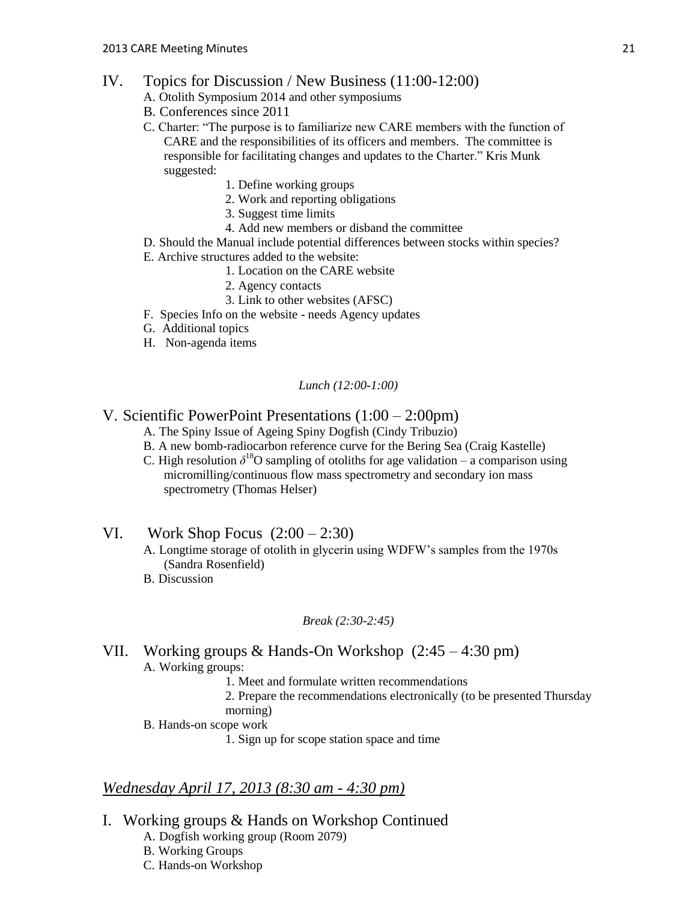## IV. Topics for Discussion / New Business (11:00-12:00)

A. Otolith Symposium 2014 and other symposiums

B. Conferences since 2011

C. Charter: "The purpose is to familiarize new CARE members with the function of CARE and the responsibilities of its officers and members. The committee is responsible for facilitating changes and updates to the Charter." Kris Munk suggested:

1. Define working groups
2. Work and reporting obligations
3. Suggest time limits
4. Add new members or disband the committee

D. Should the Manual include potential differences between stocks within species?

E. Archive structures added to the website:

1. Location on the CARE website
2. Agency contacts
3. Link to other websites (AFSC)

F. Species Info on the website - needs Agency updates

G. Additional topics

H. Non-agenda items

*Lunch (12:00-1:00)*

## V. Scientific PowerPoint Presentations (1:00 – 2:00pm)

A. The Spiny Issue of Ageing Spiny Dogfish (Cindy Tribuzio)

B. A new bomb-radiocarbon reference curve for the Bering Sea (Craig Kastelle)

C. High resolution $\delta^{18}O$ sampling of otoliths for age validation – a comparison using micromilling/continuous flow mass spectrometry and secondary ion mass spectrometry (Thomas Helser)

## VI. Work Shop Focus (2:00 – 2:30)

A. Longtime storage of otolith in glycerin using WDFW's samples from the 1970s (Sandra Rosenfield)

B. Discussion

*Break (2:30-2:45)*

## VII. Working groups & Hands-On Workshop (2:45 – 4:30 pm)

A. Working groups:

1. Meet and formulate written recommendations
2. Prepare the recommendations electronically (to be presented Thursday morning)

B. Hands-on scope work

1. Sign up for scope station space and time

## *Wednesday April 17, 2013 (8:30 am - 4:30 pm)*

## I. Working groups & Hands on Workshop Continued

A. Dogfish working group (Room 2079)

B. Working Groups

C. Hands-on Workshop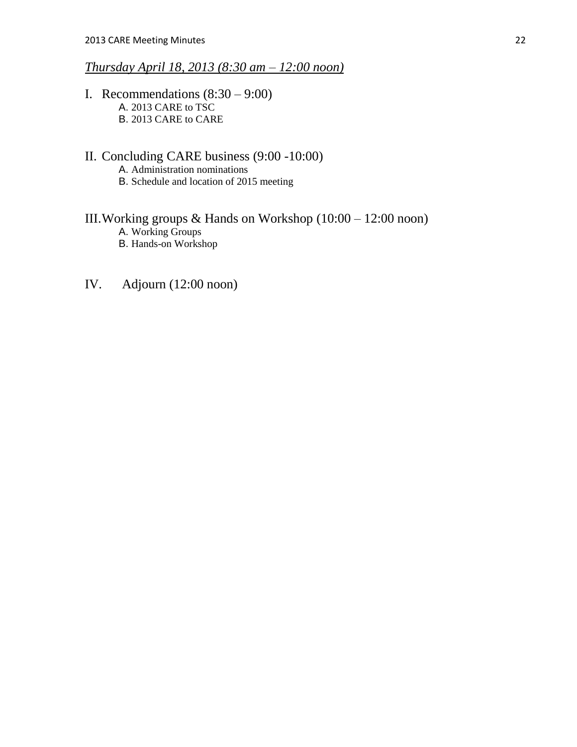*<u>Thursday April 18, 2013 (8:30 am – 12:00 noon)</u>*

I. Recommendations (8:30 – 9:00)
   A. 2013 CARE to TSC
   B. 2013 CARE to CARE

II. Concluding CARE business (9:00 -10:00)
   A. Administration nominations
   B. Schedule and location of 2015 meeting

III. Working groups & Hands on Workshop (10:00 – 12:00 noon)
   A. Working Groups
   B. Hands-on Workshop

IV. Adjourn (12:00 noon)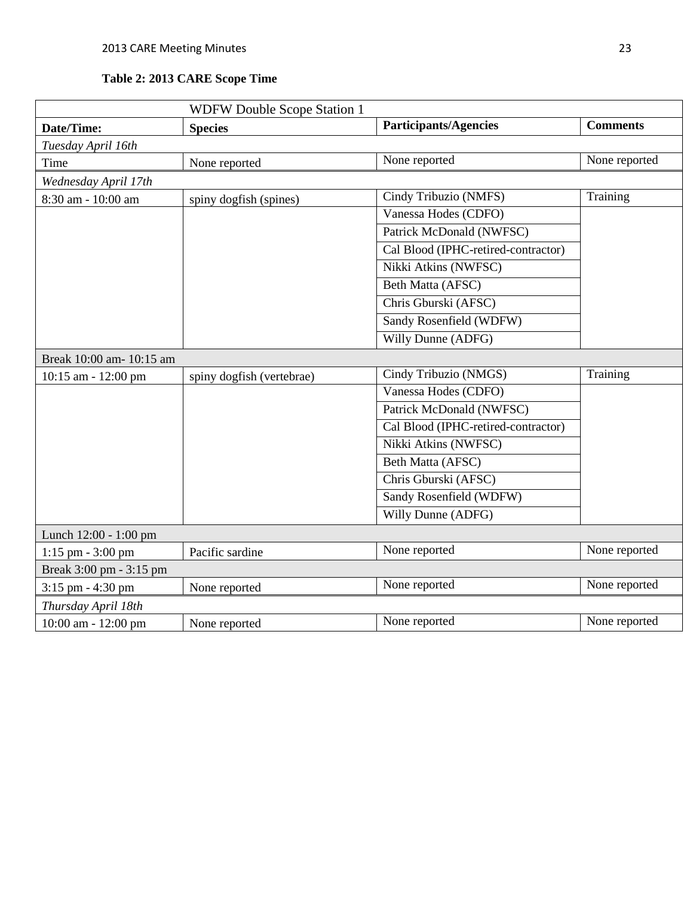**Table 2: 2013 CARE Scope Time**

| WDFW Double Scope Station 1 | | | |
|---|---|---|---|
| **Date/Time:** | **Species** | **Participants/Agencies** | **Comments** |
| *Tuesday April 16th* | | | |
| Time | None reported | None reported | None reported |
| *Wednesday April 17th* | | | |
| 8:30 am - 10:00 am | spiny dogfish (spines) | Cindy Tribuzio (NMFS) | Training |
| | | Vanessa Hodes (CDFO) | |
| | | Patrick McDonald (NWFSC) | |
| | | Cal Blood (IPHC-retired-contractor) | |
| | | Nikki Atkins (NWFSC) | |
| | | Beth Matta (AFSC) | |
| | | Chris Gburski (AFSC) | |
| | | Sandy Rosenfield (WDFW) | |
| | | Willy Dunne (ADFG) | |
| Break 10:00 am- 10:15 am | | | |
| 10:15 am - 12:00 pm | spiny dogfish (vertebrae) | Cindy Tribuzio (NMGS) | Training |
| | | Vanessa Hodes (CDFO) | |
| | | Patrick McDonald (NWFSC) | |
| | | Cal Blood (IPHC-retired-contractor) | |
| | | Nikki Atkins (NWFSC) | |
| | | Beth Matta (AFSC) | |
| | | Chris Gburski (AFSC) | |
| | | Sandy Rosenfield (WDFW) | |
| | | Willy Dunne (ADFG) | |
| Lunch 12:00 - 1:00 pm | | | |
| 1:15 pm - 3:00 pm | Pacific sardine | None reported | None reported |
| Break 3:00 pm - 3:15 pm | | | |
| 3:15 pm - 4:30 pm | None reported | None reported | None reported |
| *Thursday April 18th* | | | |
| 10:00 am - 12:00 pm | None reported | None reported | None reported |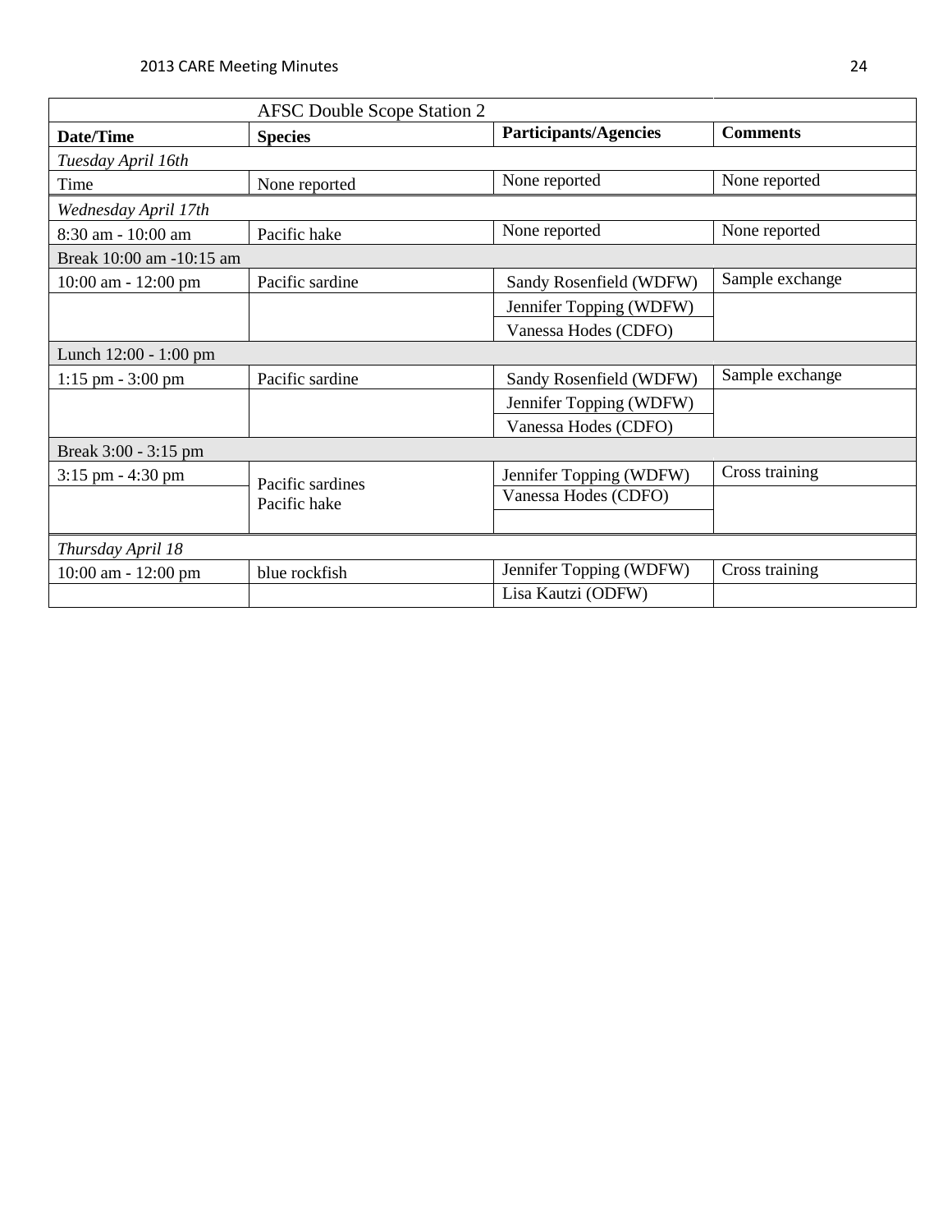| AFSC Double Scope Station 2 | | | |
|---|---|---|---|
| **Date/Time** | **Species** | **Participants/Agencies** | **Comments** |
| *Tuesday April 16th* | | | |
| Time | None reported | None reported | None reported |
| *Wednesday April 17th* | | | |
| 8:30 am - 10:00 am | Pacific hake | None reported | None reported |
| Break 10:00 am -10:15 am | | | |
| 10:00 am - 12:00 pm | Pacific sardine | Sandy Rosenfield (WDFW) | Sample exchange |
| | | Jennifer Topping (WDFW) | |
| | | Vanessa Hodes (CDFO) | |
| Lunch 12:00 - 1:00 pm | | | |
| 1:15 pm - 3:00 pm | Pacific sardine | Sandy Rosenfield (WDFW) | Sample exchange |
| | | Jennifer Topping (WDFW) | |
| | | Vanessa Hodes (CDFO) | |
| Break 3:00 - 3:15 pm | | | |
| 3:15 pm - 4:30 pm | Pacific sardines<br>Pacific hake | Jennifer Topping (WDFW) | Cross training |
| | | Vanessa Hodes (CDFO) | |
| | | | |
| *Thursday April 18* | | | |
| 10:00 am - 12:00 pm | blue rockfish | Jennifer Topping (WDFW) | Cross training |
| | | Lisa Kautzi (ODFW) | |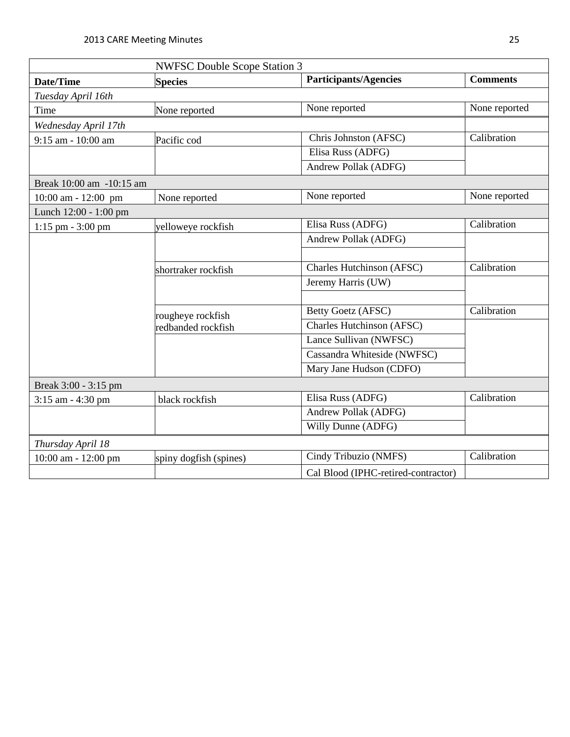| NWFSC Double Scope Station 3 | | | |
|---|---|---|---|
| **Date/Time** | **Species** | **Participants/Agencies** | **Comments** |
| *Tuesday April 16th* | | | |
| Time | None reported | None reported | None reported |
| *Wednesday April 17th* | | | |
| 9:15 am - 10:00 am | Pacific cod | Chris Johnston (AFSC) | Calibration |
| | | Elisa Russ (ADFG) | |
| | | Andrew Pollak (ADFG) | |
| Break 10:00 am -10:15 am | | | |
| 10:00 am - 12:00 pm | None reported | None reported | None reported |
| Lunch 12:00 - 1:00 pm | | | |
| 1:15 pm - 3:00 pm | yelloweye rockfish | Elisa Russ (ADFG) | Calibration |
| | | Andrew Pollak (ADFG) | |
| | | | |
| | shortraker rockfish | Charles Hutchinson (AFSC) | Calibration |
| | | Jeremy Harris (UW) | |
| | | | |
| | rougheye rockfish redbanded rockfish | Betty Goetz (AFSC) | Calibration |
| | | Charles Hutchinson (AFSC) | |
| | | Lance Sullivan (NWFSC) | |
| | | Cassandra Whiteside (NWFSC) | |
| | | Mary Jane Hudson (CDFO) | |
| Break 3:00 - 3:15 pm | | | |
| 3:15 am - 4:30 pm | black rockfish | Elisa Russ (ADFG) | Calibration |
| | | Andrew Pollak (ADFG) | |
| | | Willy Dunne (ADFG) | |
| *Thursday April 18* | | | |
| 10:00 am - 12:00 pm | spiny dogfish (spines) | Cindy Tribuzio (NMFS) | Calibration |
| | | Cal Blood (IPHC-retired-contractor) | |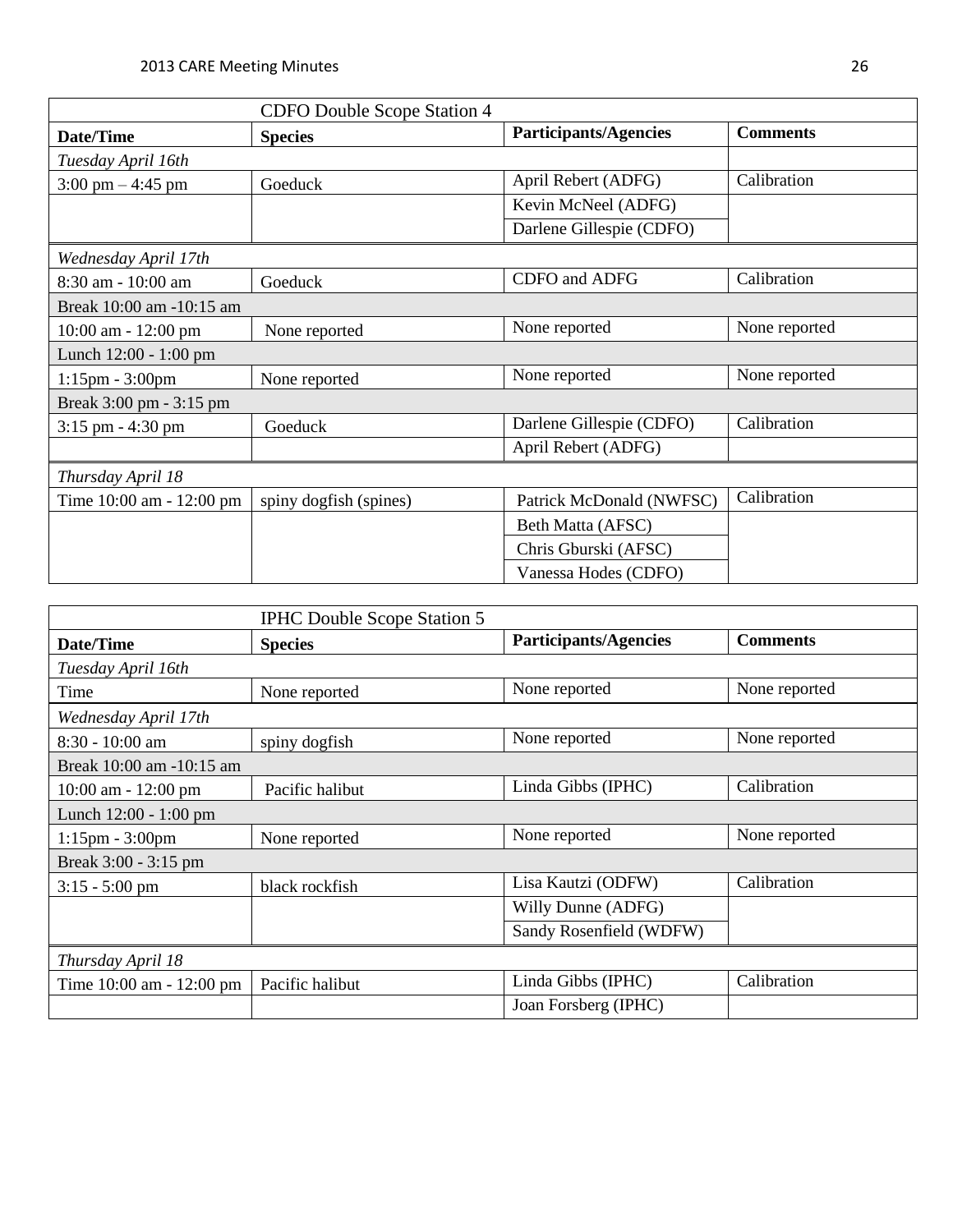| | CDFO Double Scope Station 4 | | |
|---|---|---|---|
| **Date/Time** | **Species** | **Participants/Agencies** | **Comments** |
| *Tuesday April 16th* | | | |
| 3:00 pm – 4:45 pm | Goeduck | April Rebert (ADFG) | Calibration |
| | | Kevin McNeel (ADFG) | |
| | | Darlene Gillespie (CDFO) | |
| *Wednesday April 17th* | | | |
| 8:30 am - 10:00 am | Goeduck | CDFO and ADFG | Calibration |
| Break 10:00 am -10:15 am | | | |
| 10:00 am - 12:00 pm | None reported | None reported | None reported |
| Lunch 12:00 - 1:00 pm | | | |
| 1:15pm - 3:00pm | None reported | None reported | None reported |
| Break 3:00 pm - 3:15 pm | | | |
| 3:15 pm - 4:30 pm | Goeduck | Darlene Gillespie (CDFO) | Calibration |
| | | April Rebert (ADFG) | |
| *Thursday April 18* | | | |
| Time 10:00 am - 12:00 pm | spiny dogfish (spines) | Patrick McDonald (NWFSC) | Calibration |
| | | Beth Matta (AFSC) | |
| | | Chris Gburski (AFSC) | |
| | | Vanessa Hodes (CDFO) | |

| | IPHC Double Scope Station 5 | | |
|---|---|---|---|
| **Date/Time** | **Species** | **Participants/Agencies** | **Comments** |
| *Tuesday April 16th* | | | |
| Time | None reported | None reported | None reported |
| *Wednesday April 17th* | | | |
| 8:30 - 10:00 am | spiny dogfish | None reported | None reported |
| Break 10:00 am -10:15 am | | | |
| 10:00 am - 12:00 pm | Pacific halibut | Linda Gibbs (IPHC) | Calibration |
| Lunch 12:00 - 1:00 pm | | | |
| 1:15pm - 3:00pm | None reported | None reported | None reported |
| Break 3:00 - 3:15 pm | | | |
| 3:15 - 5:00 pm | black rockfish | Lisa Kautzi (ODFW) | Calibration |
| | | Willy Dunne (ADFG) | |
| | | Sandy Rosenfield (WDFW) | |
| *Thursday April 18* | | | |
| Time 10:00 am - 12:00 pm | Pacific halibut | Linda Gibbs (IPHC) | Calibration |
| | | Joan Forsberg (IPHC) | |